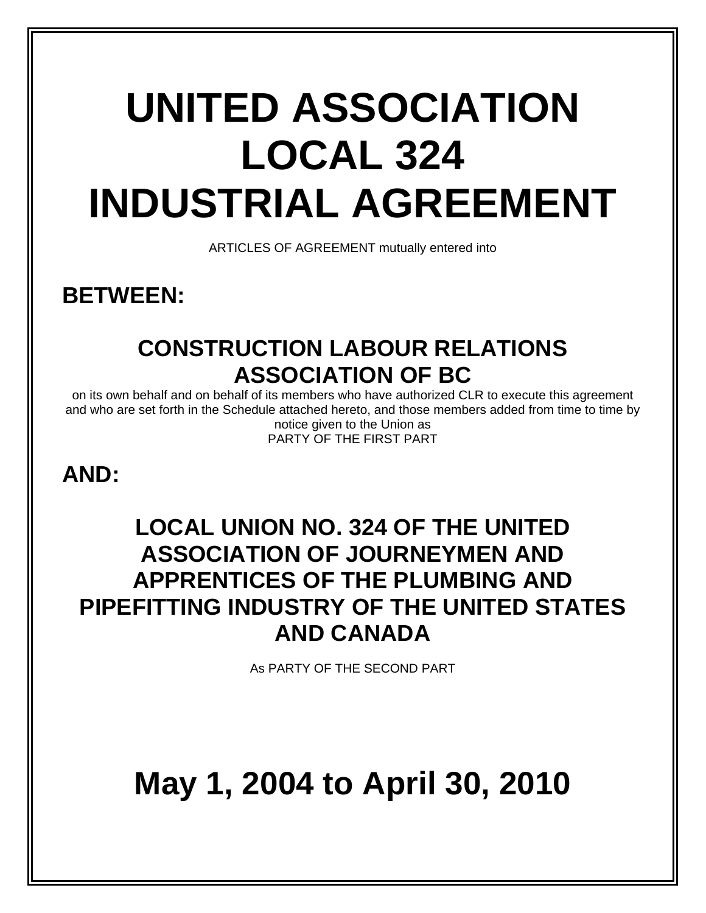# UNITED ASSOCIATION LOCAL 324 INDUSTRIAL AGREEMENT

ARTICLES OF AGREEMENT mutually entered into

## BETWEEN:

### CONSTRUCTION LABOUR RELATIONS ASSOCIATION OF BC

on its own behalf and on behalf of its members who have authorized CLR to execute this agreement and who are set forth in the Schedule attached hereto, and those members added from time to time by notice given to the Union as
PARTY OF THE FIRST PART

## AND:

### LOCAL UNION NO. 324 OF THE UNITED ASSOCIATION OF JOURNEYMEN AND APPRENTICES OF THE PLUMBING AND PIPEFITTING INDUSTRY OF THE UNITED STATES AND CANADA

As PARTY OF THE SECOND PART

# May 1, 2004 to April 30, 2010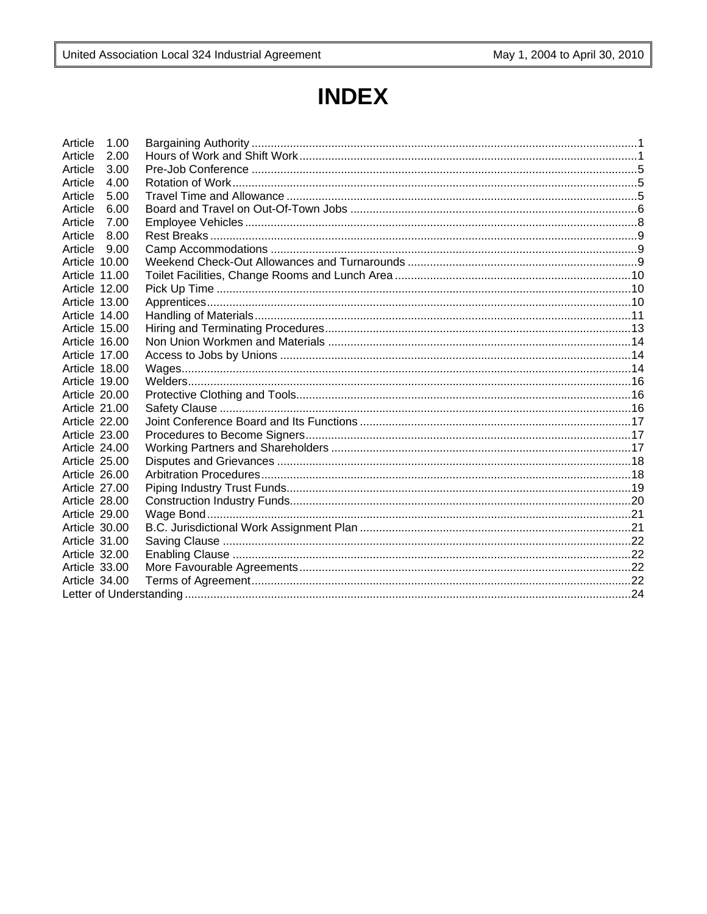# INDEX

| | | |
|---|---|---|
| Article 1.00 | Bargaining Authority | 1 |
| Article 2.00 | Hours of Work and Shift Work | 1 |
| Article 3.00 | Pre-Job Conference | 5 |
| Article 4.00 | Rotation of Work | 5 |
| Article 5.00 | Travel Time and Allowance | 5 |
| Article 6.00 | Board and Travel on Out-Of-Town Jobs | 6 |
| Article 7.00 | Employee Vehicles | 8 |
| Article 8.00 | Rest Breaks | 9 |
| Article 9.00 | Camp Accommodations | 9 |
| Article 10.00 | Weekend Check-Out Allowances and Turnarounds | 9 |
| Article 11.00 | Toilet Facilities, Change Rooms and Lunch Area | 10 |
| Article 12.00 | Pick Up Time | 10 |
| Article 13.00 | Apprentices | 10 |
| Article 14.00 | Handling of Materials | 11 |
| Article 15.00 | Hiring and Terminating Procedures | 13 |
| Article 16.00 | Non Union Workmen and Materials | 14 |
| Article 17.00 | Access to Jobs by Unions | 14 |
| Article 18.00 | Wages | 14 |
| Article 19.00 | Welders | 16 |
| Article 20.00 | Protective Clothing and Tools | 16 |
| Article 21.00 | Safety Clause | 16 |
| Article 22.00 | Joint Conference Board and Its Functions | 17 |
| Article 23.00 | Procedures to Become Signers | 17 |
| Article 24.00 | Working Partners and Shareholders | 17 |
| Article 25.00 | Disputes and Grievances | 18 |
| Article 26.00 | Arbitration Procedures | 18 |
| Article 27.00 | Piping Industry Trust Funds | 19 |
| Article 28.00 | Construction Industry Funds | 20 |
| Article 29.00 | Wage Bond | 21 |
| Article 30.00 | B.C. Jurisdictional Work Assignment Plan | 21 |
| Article 31.00 | Saving Clause | 22 |
| Article 32.00 | Enabling Clause | 22 |
| Article 33.00 | More Favourable Agreements | 22 |
| Article 34.00 | Terms of Agreement | 22 |
| Letter of Understanding | | 24 |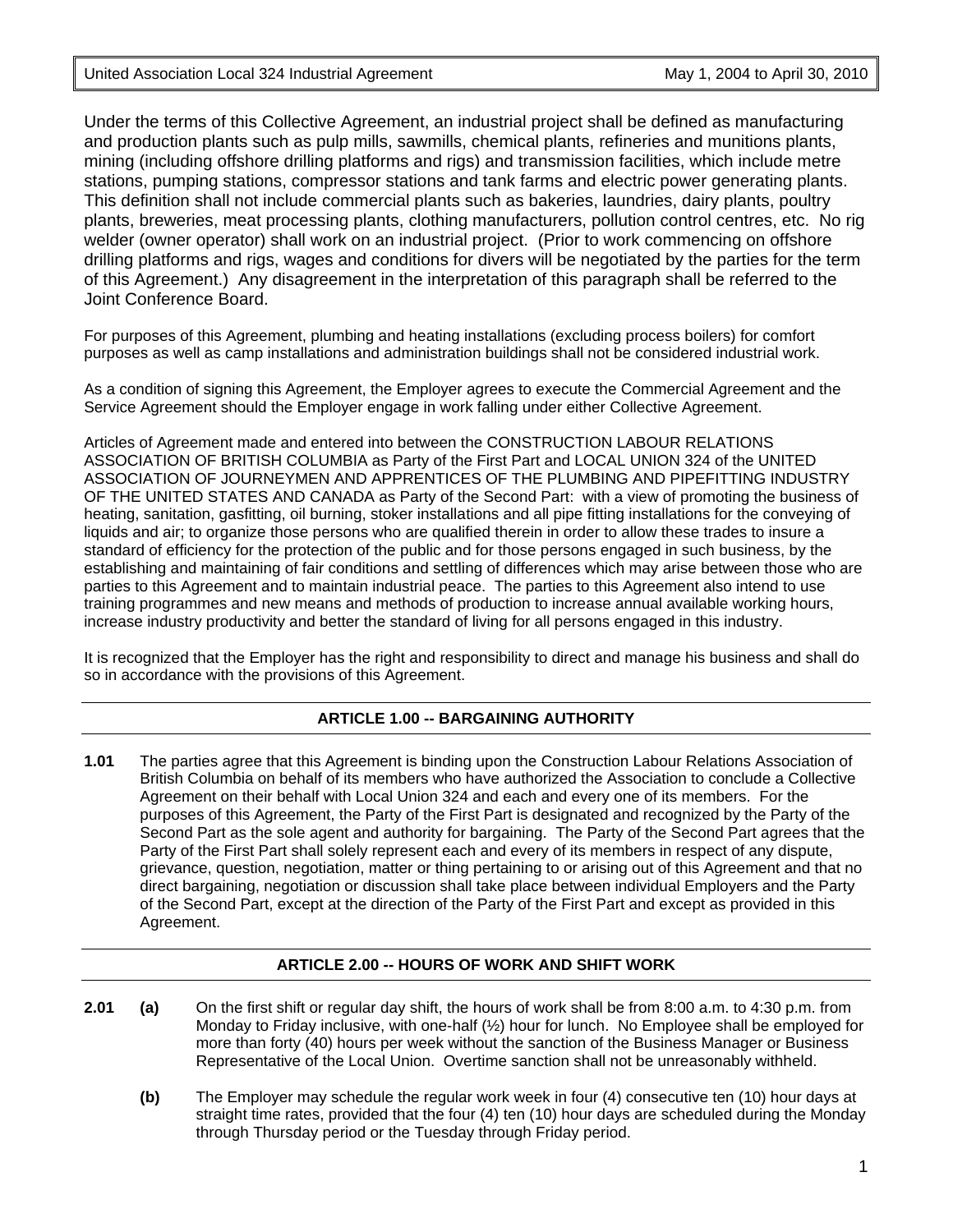Under the terms of this Collective Agreement, an industrial project shall be defined as manufacturing and production plants such as pulp mills, sawmills, chemical plants, refineries and munitions plants, mining (including offshore drilling platforms and rigs) and transmission facilities, which include metre stations, pumping stations, compressor stations and tank farms and electric power generating plants. This definition shall not include commercial plants such as bakeries, laundries, dairy plants, poultry plants, breweries, meat processing plants, clothing manufacturers, pollution control centres, etc. No rig welder (owner operator) shall work on an industrial project. (Prior to work commencing on offshore drilling platforms and rigs, wages and conditions for divers will be negotiated by the parties for the term of this Agreement.) Any disagreement in the interpretation of this paragraph shall be referred to the Joint Conference Board.

For purposes of this Agreement, plumbing and heating installations (excluding process boilers) for comfort purposes as well as camp installations and administration buildings shall not be considered industrial work.

As a condition of signing this Agreement, the Employer agrees to execute the Commercial Agreement and the Service Agreement should the Employer engage in work falling under either Collective Agreement.

Articles of Agreement made and entered into between the CONSTRUCTION LABOUR RELATIONS ASSOCIATION OF BRITISH COLUMBIA as Party of the First Part and LOCAL UNION 324 of the UNITED ASSOCIATION OF JOURNEYMEN AND APPRENTICES OF THE PLUMBING AND PIPEFITTING INDUSTRY OF THE UNITED STATES AND CANADA as Party of the Second Part: with a view of promoting the business of heating, sanitation, gasfitting, oil burning, stoker installations and all pipe fitting installations for the conveying of liquids and air; to organize those persons who are qualified therein in order to allow these trades to insure a standard of efficiency for the protection of the public and for those persons engaged in such business, by the establishing and maintaining of fair conditions and settling of differences which may arise between those who are parties to this Agreement and to maintain industrial peace. The parties to this Agreement also intend to use training programmes and new means and methods of production to increase annual available working hours, increase industry productivity and better the standard of living for all persons engaged in this industry.

It is recognized that the Employer has the right and responsibility to direct and manage his business and shall do so in accordance with the provisions of this Agreement.

## ARTICLE 1.00 -- BARGAINING AUTHORITY

**1.01** The parties agree that this Agreement is binding upon the Construction Labour Relations Association of British Columbia on behalf of its members who have authorized the Association to conclude a Collective Agreement on their behalf with Local Union 324 and each and every one of its members. For the purposes of this Agreement, the Party of the First Part is designated and recognized by the Party of the Second Part as the sole agent and authority for bargaining. The Party of the Second Part agrees that the Party of the First Part shall solely represent each and every of its members in respect of any dispute, grievance, question, negotiation, matter or thing pertaining to or arising out of this Agreement and that no direct bargaining, negotiation or discussion shall take place between individual Employers and the Party of the Second Part, except at the direction of the Party of the First Part and except as provided in this Agreement.

## ARTICLE 2.00 -- HOURS OF WORK AND SHIFT WORK

**2.01** **(a)** On the first shift or regular day shift, the hours of work shall be from 8:00 a.m. to 4:30 p.m. from Monday to Friday inclusive, with one-half (½) hour for lunch. No Employee shall be employed for more than forty (40) hours per week without the sanction of the Business Manager or Business Representative of the Local Union. Overtime sanction shall not be unreasonably withheld.

**(b)** The Employer may schedule the regular work week in four (4) consecutive ten (10) hour days at straight time rates, provided that the four (4) ten (10) hour days are scheduled during the Monday through Thursday period or the Tuesday through Friday period.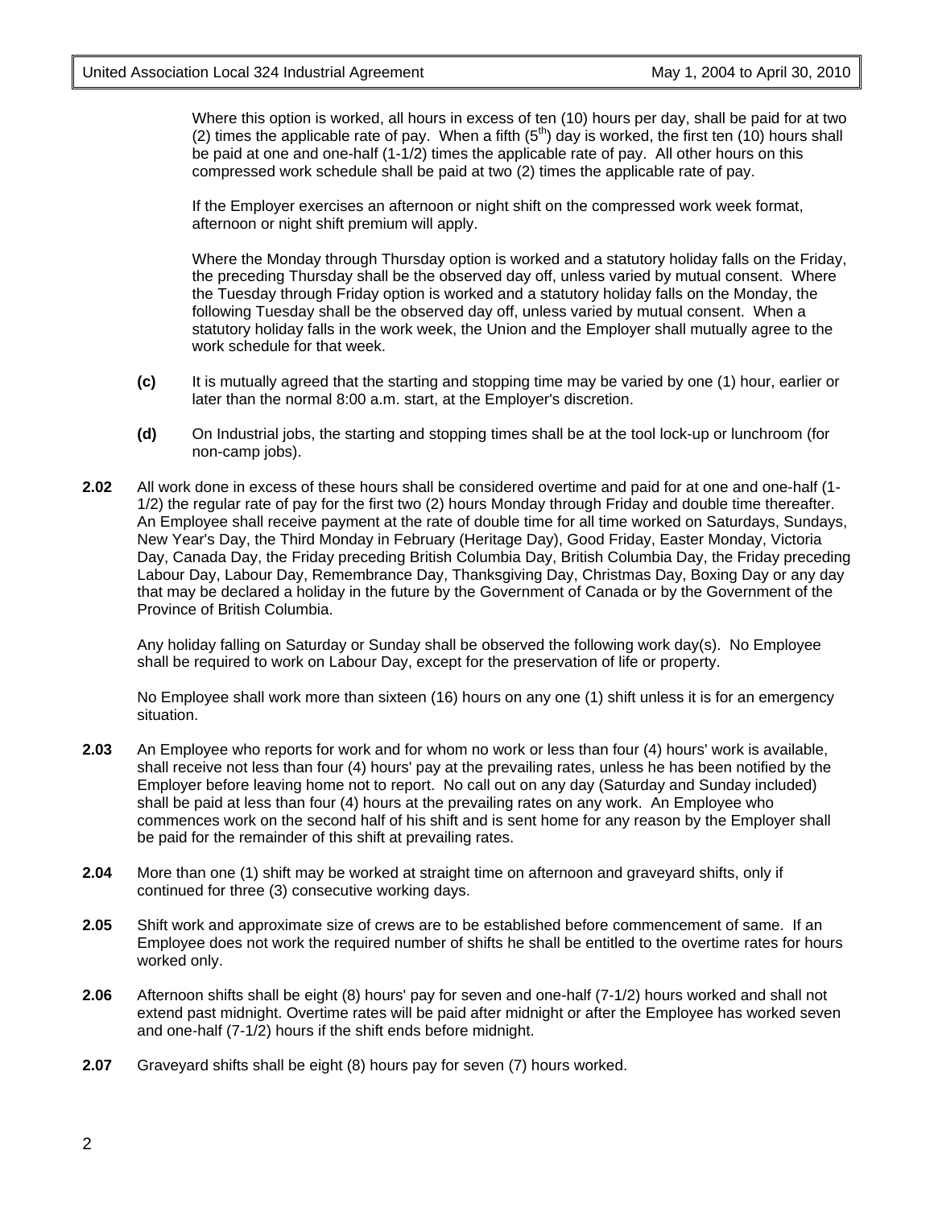Where this option is worked, all hours in excess of ten (10) hours per day, shall be paid for at two (2) times the applicable rate of pay. When a fifth (5th) day is worked, the first ten (10) hours shall be paid at one and one-half (1-1/2) times the applicable rate of pay. All other hours on this compressed work schedule shall be paid at two (2) times the applicable rate of pay.

If the Employer exercises an afternoon or night shift on the compressed work week format, afternoon or night shift premium will apply.

Where the Monday through Thursday option is worked and a statutory holiday falls on the Friday, the preceding Thursday shall be the observed day off, unless varied by mutual consent. Where the Tuesday through Friday option is worked and a statutory holiday falls on the Monday, the following Tuesday shall be the observed day off, unless varied by mutual consent. When a statutory holiday falls in the work week, the Union and the Employer shall mutually agree to the work schedule for that week.

**(c)** It is mutually agreed that the starting and stopping time may be varied by one (1) hour, earlier or later than the normal 8:00 a.m. start, at the Employer's discretion.

**(d)** On Industrial jobs, the starting and stopping times shall be at the tool lock-up or lunchroom (for non-camp jobs).

**2.02** All work done in excess of these hours shall be considered overtime and paid for at one and one-half (1-1/2) the regular rate of pay for the first two (2) hours Monday through Friday and double time thereafter. An Employee shall receive payment at the rate of double time for all time worked on Saturdays, Sundays, New Year's Day, the Third Monday in February (Heritage Day), Good Friday, Easter Monday, Victoria Day, Canada Day, the Friday preceding British Columbia Day, British Columbia Day, the Friday preceding Labour Day, Labour Day, Remembrance Day, Thanksgiving Day, Christmas Day, Boxing Day or any day that may be declared a holiday in the future by the Government of Canada or by the Government of the Province of British Columbia.

Any holiday falling on Saturday or Sunday shall be observed the following work day(s). No Employee shall be required to work on Labour Day, except for the preservation of life or property.

No Employee shall work more than sixteen (16) hours on any one (1) shift unless it is for an emergency situation.

**2.03** An Employee who reports for work and for whom no work or less than four (4) hours' work is available, shall receive not less than four (4) hours' pay at the prevailing rates, unless he has been notified by the Employer before leaving home not to report. No call out on any day (Saturday and Sunday included) shall be paid at less than four (4) hours at the prevailing rates on any work. An Employee who commences work on the second half of his shift and is sent home for any reason by the Employer shall be paid for the remainder of this shift at prevailing rates.

**2.04** More than one (1) shift may be worked at straight time on afternoon and graveyard shifts, only if continued for three (3) consecutive working days.

**2.05** Shift work and approximate size of crews are to be established before commencement of same. If an Employee does not work the required number of shifts he shall be entitled to the overtime rates for hours worked only.

**2.06** Afternoon shifts shall be eight (8) hours' pay for seven and one-half (7-1/2) hours worked and shall not extend past midnight. Overtime rates will be paid after midnight or after the Employee has worked seven and one-half (7-1/2) hours if the shift ends before midnight.

**2.07** Graveyard shifts shall be eight (8) hours pay for seven (7) hours worked.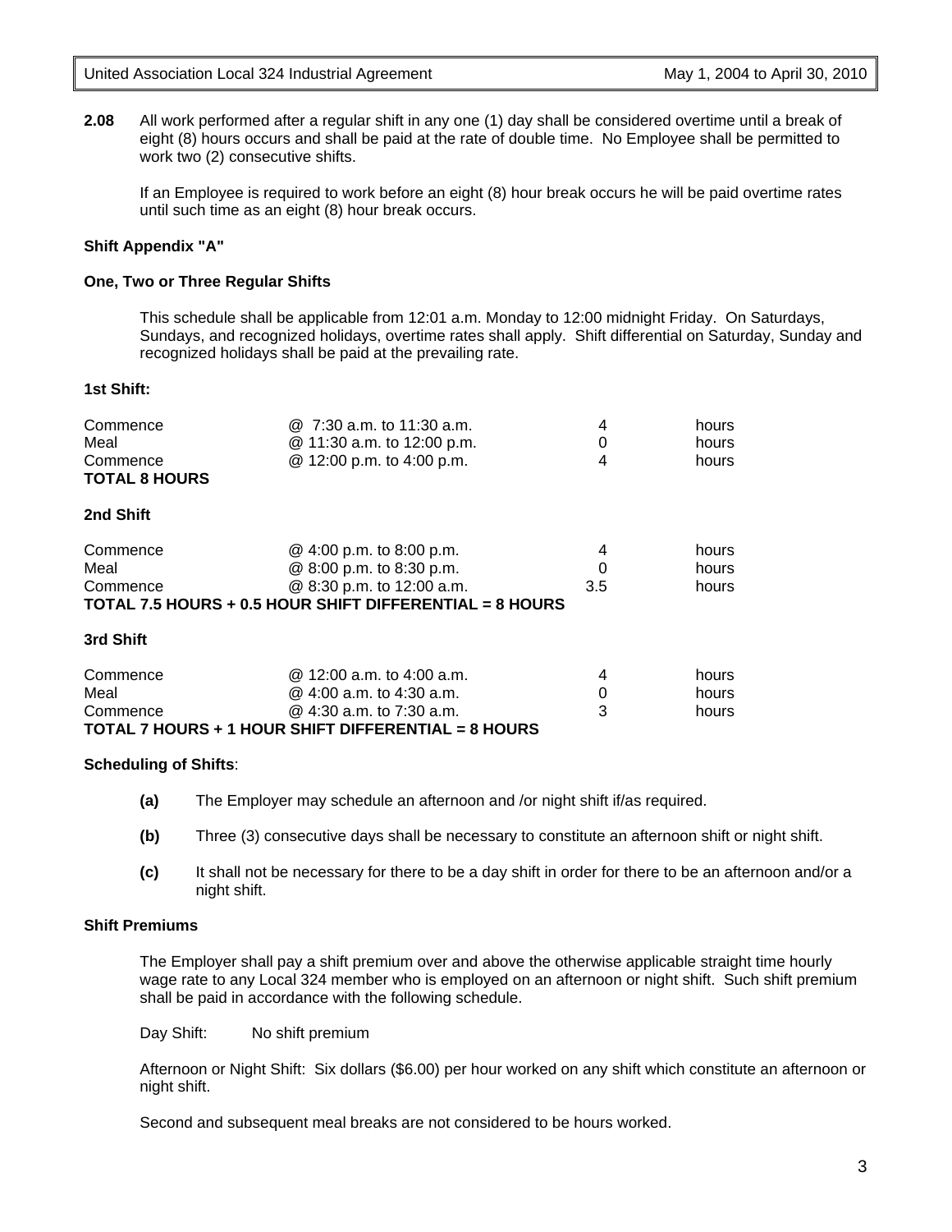**2.08** All work performed after a regular shift in any one (1) day shall be considered overtime until a break of eight (8) hours occurs and shall be paid at the rate of double time. No Employee shall be permitted to work two (2) consecutive shifts.

If an Employee is required to work before an eight (8) hour break occurs he will be paid overtime rates until such time as an eight (8) hour break occurs.

**Shift Appendix "A"**

**One, Two or Three Regular Shifts**

This schedule shall be applicable from 12:01 a.m. Monday to 12:00 midnight Friday. On Saturdays, Sundays, and recognized holidays, overtime rates shall apply. Shift differential on Saturday, Sunday and recognized holidays shall be paid at the prevailing rate.

**1st Shift:**

| | | | |
|---|---|---|---|
| Commence | @ 7:30 a.m. to 11:30 a.m. | 4 | hours |
| Meal | @ 11:30 a.m. to 12:00 p.m. | 0 | hours |
| Commence | @ 12:00 p.m. to 4:00 p.m. | 4 | hours |

**TOTAL 8 HOURS**

**2nd Shift**

| | | | |
|---|---|---|---|
| Commence | @ 4:00 p.m. to 8:00 p.m. | 4 | hours |
| Meal | @ 8:00 p.m. to 8:30 p.m. | 0 | hours |
| Commence | @ 8:30 p.m. to 12:00 a.m. | 3.5 | hours |

**TOTAL 7.5 HOURS + 0.5 HOUR SHIFT DIFFERENTIAL = 8 HOURS**

**3rd Shift**

| | | | |
|---|---|---|---|
| Commence | @ 12:00 a.m. to 4:00 a.m. | 4 | hours |
| Meal | @ 4:00 a.m. to 4:30 a.m. | 0 | hours |
| Commence | @ 4:30 a.m. to 7:30 a.m. | 3 | hours |

**TOTAL 7 HOURS + 1 HOUR SHIFT DIFFERENTIAL = 8 HOURS**

**Scheduling of Shifts**:

**(a)** The Employer may schedule an afternoon and /or night shift if/as required.

**(b)** Three (3) consecutive days shall be necessary to constitute an afternoon shift or night shift.

**(c)** It shall not be necessary for there to be a day shift in order for there to be an afternoon and/or a night shift.

**Shift Premiums**

The Employer shall pay a shift premium over and above the otherwise applicable straight time hourly wage rate to any Local 324 member who is employed on an afternoon or night shift. Such shift premium shall be paid in accordance with the following schedule.

Day Shift: No shift premium

Afternoon or Night Shift: Six dollars ($6.00) per hour worked on any shift which constitute an afternoon or night shift.

Second and subsequent meal breaks are not considered to be hours worked.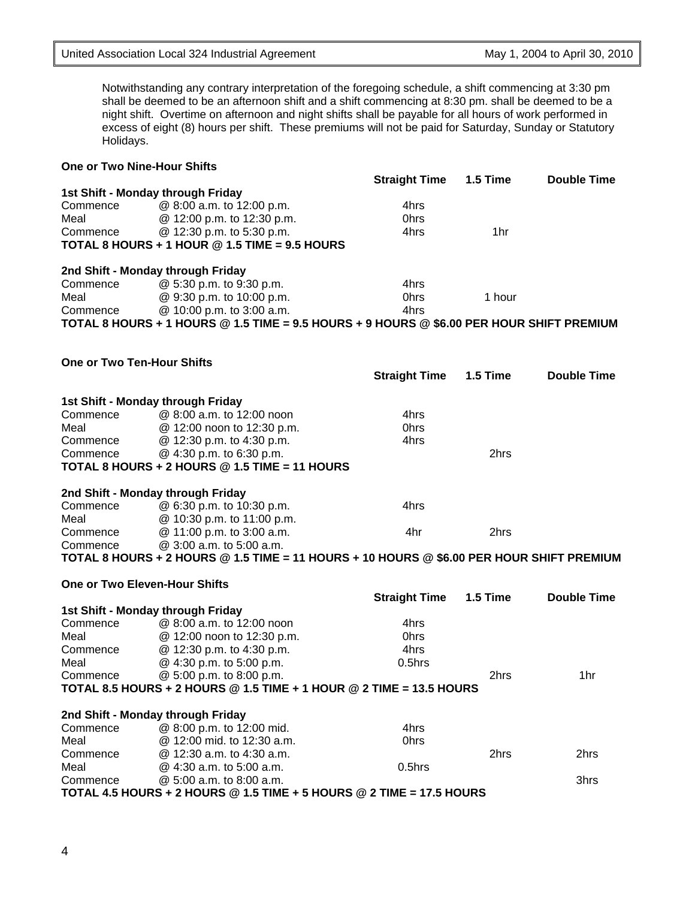Notwithstanding any contrary interpretation of the foregoing schedule, a shift commencing at 3:30 pm shall be deemed to be an afternoon shift and a shift commencing at 8:30 pm. shall be deemed to be a night shift. Overtime on afternoon and night shifts shall be payable for all hours of work performed in excess of eight (8) hours per shift. These premiums will not be paid for Saturday, Sunday or Statutory Holidays.

**One or Two Nine-Hour Shifts**

| | | Straight Time | 1.5 Time | Double Time |
|---|---|---|---|---|
| **1st Shift - Monday through Friday** | | | | |
| Commence | @ 8:00 a.m. to 12:00 p.m. | 4hrs | | |
| Meal | @ 12:00 p.m. to 12:30 p.m. | 0hrs | | |
| Commence | @ 12:30 p.m. to 5:30 p.m. | 4hrs | 1hr | |
| **TOTAL 8 HOURS + 1 HOUR @ 1.5 TIME = 9.5 HOURS** | | | | |
| **2nd Shift - Monday through Friday** | | | | |
| Commence | @ 5:30 p.m. to 9:30 p.m. | 4hrs | | |
| Meal | @ 9:30 p.m. to 10:00 p.m. | 0hrs | 1 hour | |
| Commence | @ 10:00 p.m. to 3:00 a.m. | 4hrs | | |
| **TOTAL 8 HOURS + 1 HOURS @ 1.5 TIME = 9.5 HOURS + 9 HOURS @ $6.00 PER HOUR SHIFT PREMIUM** | | | | |

**One or Two Ten-Hour Shifts**

| | | Straight Time | 1.5 Time | Double Time |
|---|---|---|---|---|
| **1st Shift - Monday through Friday** | | | | |
| Commence | @ 8:00 a.m. to 12:00 noon | 4hrs | | |
| Meal | @ 12:00 noon to 12:30 p.m. | 0hrs | | |
| Commence | @ 12:30 p.m. to 4:30 p.m. | 4hrs | | |
| Commence | @ 4:30 p.m. to 6:30 p.m. | | 2hrs | |
| **TOTAL 8 HOURS + 2 HOURS @ 1.5 TIME = 11 HOURS** | | | | |
| **2nd Shift - Monday through Friday** | | | | |
| Commence | @ 6:30 p.m. to 10:30 p.m. | 4hrs | | |
| Meal | @ 10:30 p.m. to 11:00 p.m. | | | |
| Commence | @ 11:00 p.m. to 3:00 a.m. | 4hr | 2hrs | |
| Commence | @ 3:00 a.m. to 5:00 a.m. | | | |
| **TOTAL 8 HOURS + 2 HOURS @ 1.5 TIME = 11 HOURS + 10 HOURS @ $6.00 PER HOUR SHIFT PREMIUM** | | | | |

**One or Two Eleven-Hour Shifts**

| | | Straight Time | 1.5 Time | Double Time |
|---|---|---|---|---|
| **1st Shift - Monday through Friday** | | | | |
| Commence | @ 8:00 a.m. to 12:00 noon | 4hrs | | |
| Meal | @ 12:00 noon to 12:30 p.m. | 0hrs | | |
| Commence | @ 12:30 p.m. to 4:30 p.m. | 4hrs | | |
| Meal | @ 4:30 p.m. to 5:00 p.m. | 0.5hrs | | |
| Commence | @ 5:00 p.m. to 8:00 p.m. | | 2hrs | 1hr |
| **TOTAL 8.5 HOURS + 2 HOURS @ 1.5 TIME + 1 HOUR @ 2 TIME = 13.5 HOURS** | | | | |
| **2nd Shift - Monday through Friday** | | | | |
| Commence | @ 8:00 p.m. to 12:00 mid. | 4hrs | | |
| Meal | @ 12:00 mid. to 12:30 a.m. | 0hrs | | |
| Commence | @ 12:30 a.m. to 4:30 a.m. | | 2hrs | 2hrs |
| Meal | @ 4:30 a.m. to 5:00 a.m. | 0.5hrs | | |
| Commence | @ 5:00 a.m. to 8:00 a.m. | | | 3hrs |
| **TOTAL 4.5 HOURS + 2 HOURS @ 1.5 TIME + 5 HOURS @ 2 TIME = 17.5 HOURS** | | | | |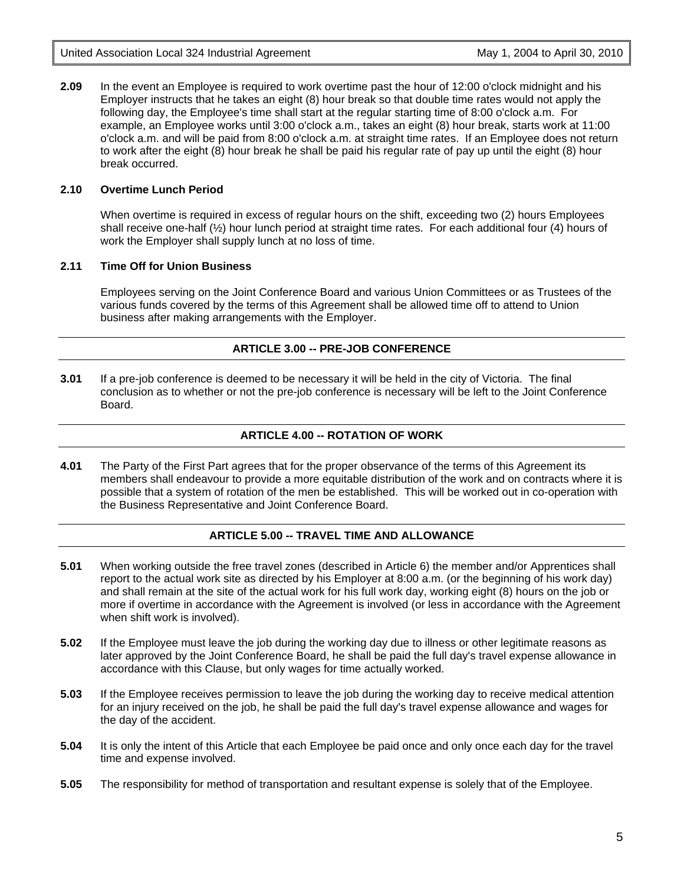**2.09** In the event an Employee is required to work overtime past the hour of 12:00 o'clock midnight and his Employer instructs that he takes an eight (8) hour break so that double time rates would not apply the following day, the Employee's time shall start at the regular starting time of 8:00 o'clock a.m. For example, an Employee works until 3:00 o'clock a.m., takes an eight (8) hour break, starts work at 11:00 o'clock a.m. and will be paid from 8:00 o'clock a.m. at straight time rates. If an Employee does not return to work after the eight (8) hour break he shall be paid his regular rate of pay up until the eight (8) hour break occurred.

**2.10 Overtime Lunch Period**

When overtime is required in excess of regular hours on the shift, exceeding two (2) hours Employees shall receive one-half (½) hour lunch period at straight time rates. For each additional four (4) hours of work the Employer shall supply lunch at no loss of time.

**2.11 Time Off for Union Business**

Employees serving on the Joint Conference Board and various Union Committees or as Trustees of the various funds covered by the terms of this Agreement shall be allowed time off to attend to Union business after making arrangements with the Employer.

## ARTICLE 3.00 -- PRE-JOB CONFERENCE

**3.01** If a pre-job conference is deemed to be necessary it will be held in the city of Victoria. The final conclusion as to whether or not the pre-job conference is necessary will be left to the Joint Conference Board.

## ARTICLE 4.00 -- ROTATION OF WORK

**4.01** The Party of the First Part agrees that for the proper observance of the terms of this Agreement its members shall endeavour to provide a more equitable distribution of the work and on contracts where it is possible that a system of rotation of the men be established. This will be worked out in co-operation with the Business Representative and Joint Conference Board.

## ARTICLE 5.00 -- TRAVEL TIME AND ALLOWANCE

**5.01** When working outside the free travel zones (described in Article 6) the member and/or Apprentices shall report to the actual work site as directed by his Employer at 8:00 a.m. (or the beginning of his work day) and shall remain at the site of the actual work for his full work day, working eight (8) hours on the job or more if overtime in accordance with the Agreement is involved (or less in accordance with the Agreement when shift work is involved).

**5.02** If the Employee must leave the job during the working day due to illness or other legitimate reasons as later approved by the Joint Conference Board, he shall be paid the full day's travel expense allowance in accordance with this Clause, but only wages for time actually worked.

**5.03** If the Employee receives permission to leave the job during the working day to receive medical attention for an injury received on the job, he shall be paid the full day's travel expense allowance and wages for the day of the accident.

**5.04** It is only the intent of this Article that each Employee be paid once and only once each day for the travel time and expense involved.

**5.05** The responsibility for method of transportation and resultant expense is solely that of the Employee.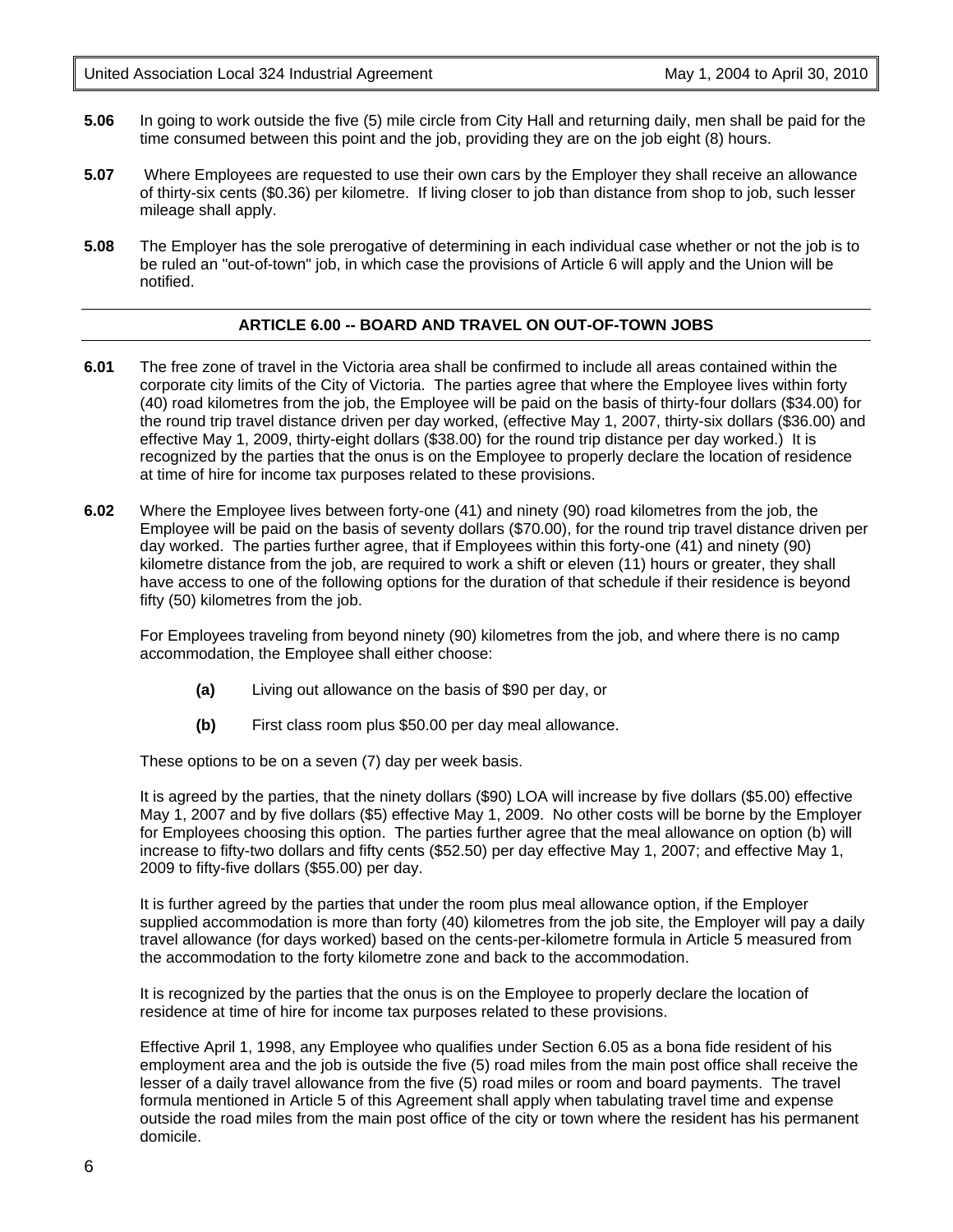**5.06** In going to work outside the five (5) mile circle from City Hall and returning daily, men shall be paid for the time consumed between this point and the job, providing they are on the job eight (8) hours.

**5.07** Where Employees are requested to use their own cars by the Employer they shall receive an allowance of thirty-six cents ($0.36) per kilometre. If living closer to job than distance from shop to job, such lesser mileage shall apply.

**5.08** The Employer has the sole prerogative of determining in each individual case whether or not the job is to be ruled an "out-of-town" job, in which case the provisions of Article 6 will apply and the Union will be notified.

## ARTICLE 6.00 -- BOARD AND TRAVEL ON OUT-OF-TOWN JOBS

**6.01** The free zone of travel in the Victoria area shall be confirmed to include all areas contained within the corporate city limits of the City of Victoria. The parties agree that where the Employee lives within forty (40) road kilometres from the job, the Employee will be paid on the basis of thirty-four dollars ($34.00) for the round trip travel distance driven per day worked, (effective May 1, 2007, thirty-six dollars ($36.00) and effective May 1, 2009, thirty-eight dollars ($38.00) for the round trip distance per day worked.) It is recognized by the parties that the onus is on the Employee to properly declare the location of residence at time of hire for income tax purposes related to these provisions.

**6.02** Where the Employee lives between forty-one (41) and ninety (90) road kilometres from the job, the Employee will be paid on the basis of seventy dollars ($70.00), for the round trip travel distance driven per day worked. The parties further agree, that if Employees within this forty-one (41) and ninety (90) kilometre distance from the job, are required to work a shift or eleven (11) hours or greater, they shall have access to one of the following options for the duration of that schedule if their residence is beyond fifty (50) kilometres from the job.

For Employees traveling from beyond ninety (90) kilometres from the job, and where there is no camp accommodation, the Employee shall either choose:

**(a)** Living out allowance on the basis of $90 per day, or

**(b)** First class room plus $50.00 per day meal allowance.

These options to be on a seven (7) day per week basis.

It is agreed by the parties, that the ninety dollars ($90) LOA will increase by five dollars ($5.00) effective May 1, 2007 and by five dollars ($5) effective May 1, 2009. No other costs will be borne by the Employer for Employees choosing this option. The parties further agree that the meal allowance on option (b) will increase to fifty-two dollars and fifty cents ($52.50) per day effective May 1, 2007; and effective May 1, 2009 to fifty-five dollars ($55.00) per day.

It is further agreed by the parties that under the room plus meal allowance option, if the Employer supplied accommodation is more than forty (40) kilometres from the job site, the Employer will pay a daily travel allowance (for days worked) based on the cents-per-kilometre formula in Article 5 measured from the accommodation to the forty kilometre zone and back to the accommodation.

It is recognized by the parties that the onus is on the Employee to properly declare the location of residence at time of hire for income tax purposes related to these provisions.

Effective April 1, 1998, any Employee who qualifies under Section 6.05 as a bona fide resident of his employment area and the job is outside the five (5) road miles from the main post office shall receive the lesser of a daily travel allowance from the five (5) road miles or room and board payments. The travel formula mentioned in Article 5 of this Agreement shall apply when tabulating travel time and expense outside the road miles from the main post office of the city or town where the resident has his permanent domicile.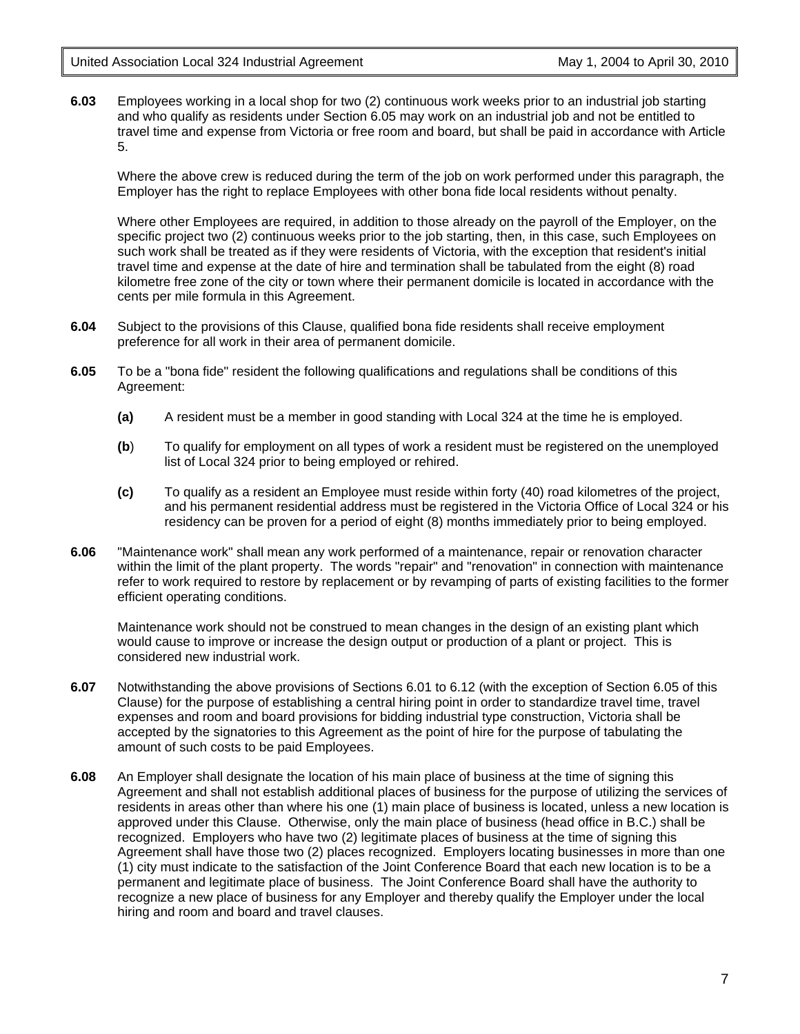**6.03** Employees working in a local shop for two (2) continuous work weeks prior to an industrial job starting and who qualify as residents under Section 6.05 may work on an industrial job and not be entitled to travel time and expense from Victoria or free room and board, but shall be paid in accordance with Article 5.

Where the above crew is reduced during the term of the job on work performed under this paragraph, the Employer has the right to replace Employees with other bona fide local residents without penalty.

Where other Employees are required, in addition to those already on the payroll of the Employer, on the specific project two (2) continuous weeks prior to the job starting, then, in this case, such Employees on such work shall be treated as if they were residents of Victoria, with the exception that resident's initial travel time and expense at the date of hire and termination shall be tabulated from the eight (8) road kilometre free zone of the city or town where their permanent domicile is located in accordance with the cents per mile formula in this Agreement.

**6.04** Subject to the provisions of this Clause, qualified bona fide residents shall receive employment preference for all work in their area of permanent domicile.

**6.05** To be a "bona fide" resident the following qualifications and regulations shall be conditions of this Agreement:

- **(a)** A resident must be a member in good standing with Local 324 at the time he is employed.
- **(b**) To qualify for employment on all types of work a resident must be registered on the unemployed list of Local 324 prior to being employed or rehired.
- **(c)** To qualify as a resident an Employee must reside within forty (40) road kilometres of the project, and his permanent residential address must be registered in the Victoria Office of Local 324 or his residency can be proven for a period of eight (8) months immediately prior to being employed.

**6.06** "Maintenance work" shall mean any work performed of a maintenance, repair or renovation character within the limit of the plant property. The words "repair" and "renovation" in connection with maintenance refer to work required to restore by replacement or by revamping of parts of existing facilities to the former efficient operating conditions.

Maintenance work should not be construed to mean changes in the design of an existing plant which would cause to improve or increase the design output or production of a plant or project. This is considered new industrial work.

**6.07** Notwithstanding the above provisions of Sections 6.01 to 6.12 (with the exception of Section 6.05 of this Clause) for the purpose of establishing a central hiring point in order to standardize travel time, travel expenses and room and board provisions for bidding industrial type construction, Victoria shall be accepted by the signatories to this Agreement as the point of hire for the purpose of tabulating the amount of such costs to be paid Employees.

**6.08** An Employer shall designate the location of his main place of business at the time of signing this Agreement and shall not establish additional places of business for the purpose of utilizing the services of residents in areas other than where his one (1) main place of business is located, unless a new location is approved under this Clause. Otherwise, only the main place of business (head office in B.C.) shall be recognized. Employers who have two (2) legitimate places of business at the time of signing this Agreement shall have those two (2) places recognized. Employers locating businesses in more than one (1) city must indicate to the satisfaction of the Joint Conference Board that each new location is to be a permanent and legitimate place of business. The Joint Conference Board shall have the authority to recognize a new place of business for any Employer and thereby qualify the Employer under the local hiring and room and board and travel clauses.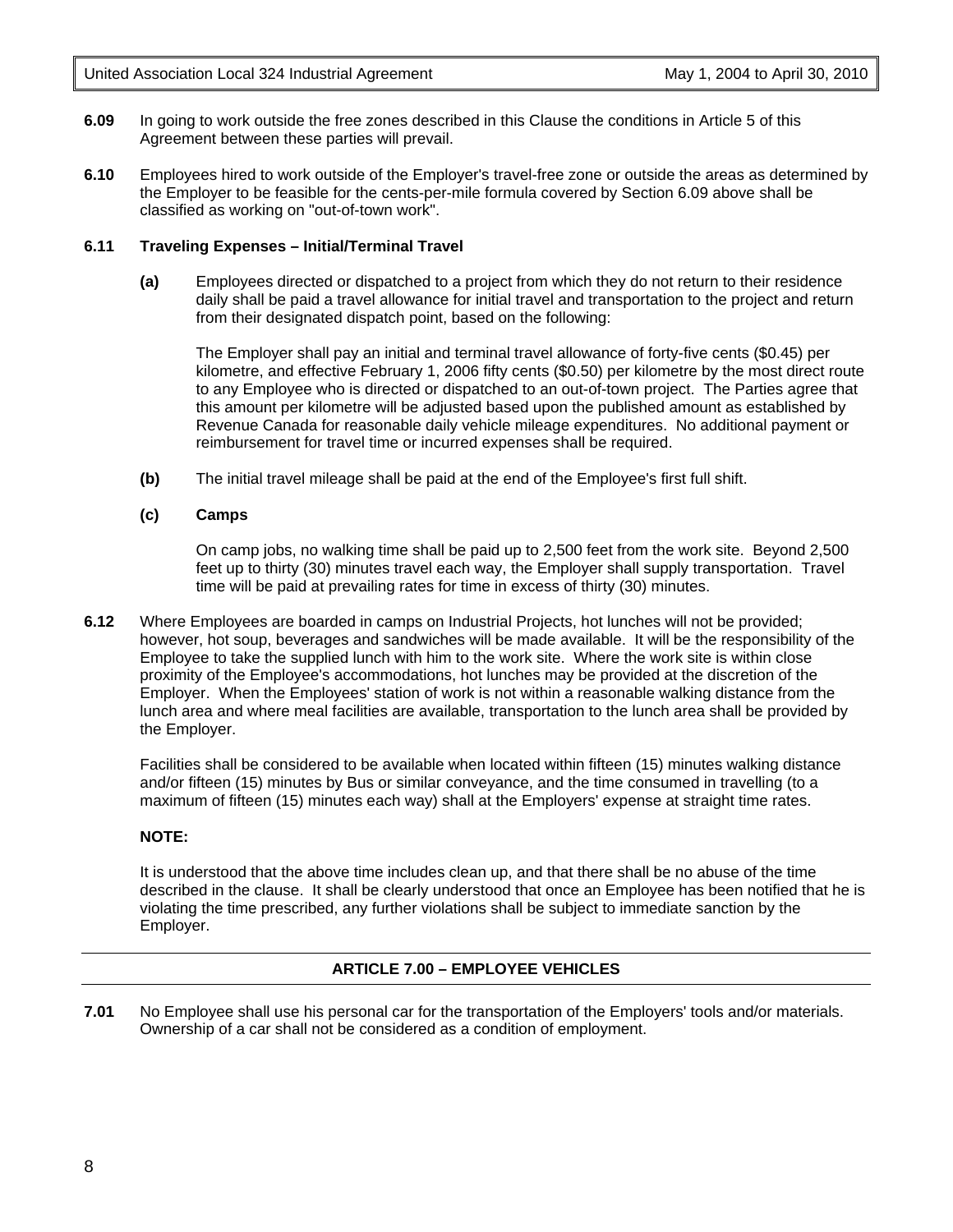**6.09** In going to work outside the free zones described in this Clause the conditions in Article 5 of this Agreement between these parties will prevail.

**6.10** Employees hired to work outside of the Employer's travel-free zone or outside the areas as determined by the Employer to be feasible for the cents-per-mile formula covered by Section 6.09 above shall be classified as working on "out-of-town work".

**6.11 Traveling Expenses – Initial/Terminal Travel**

**(a)** Employees directed or dispatched to a project from which they do not return to their residence daily shall be paid a travel allowance for initial travel and transportation to the project and return from their designated dispatch point, based on the following:

The Employer shall pay an initial and terminal travel allowance of forty-five cents ($0.45) per kilometre, and effective February 1, 2006 fifty cents ($0.50) per kilometre by the most direct route to any Employee who is directed or dispatched to an out-of-town project. The Parties agree that this amount per kilometre will be adjusted based upon the published amount as established by Revenue Canada for reasonable daily vehicle mileage expenditures. No additional payment or reimbursement for travel time or incurred expenses shall be required.

**(b)** The initial travel mileage shall be paid at the end of the Employee's first full shift.

**(c) Camps**

On camp jobs, no walking time shall be paid up to 2,500 feet from the work site. Beyond 2,500 feet up to thirty (30) minutes travel each way, the Employer shall supply transportation. Travel time will be paid at prevailing rates for time in excess of thirty (30) minutes.

**6.12** Where Employees are boarded in camps on Industrial Projects, hot lunches will not be provided; however, hot soup, beverages and sandwiches will be made available. It will be the responsibility of the Employee to take the supplied lunch with him to the work site. Where the work site is within close proximity of the Employee's accommodations, hot lunches may be provided at the discretion of the Employer. When the Employees' station of work is not within a reasonable walking distance from the lunch area and where meal facilities are available, transportation to the lunch area shall be provided by the Employer.

Facilities shall be considered to be available when located within fifteen (15) minutes walking distance and/or fifteen (15) minutes by Bus or similar conveyance, and the time consumed in travelling (to a maximum of fifteen (15) minutes each way) shall at the Employers' expense at straight time rates.

**NOTE:**

It is understood that the above time includes clean up, and that there shall be no abuse of the time described in the clause. It shall be clearly understood that once an Employee has been notified that he is violating the time prescribed, any further violations shall be subject to immediate sanction by the Employer.

## ARTICLE 7.00 – EMPLOYEE VEHICLES

**7.01** No Employee shall use his personal car for the transportation of the Employers' tools and/or materials. Ownership of a car shall not be considered as a condition of employment.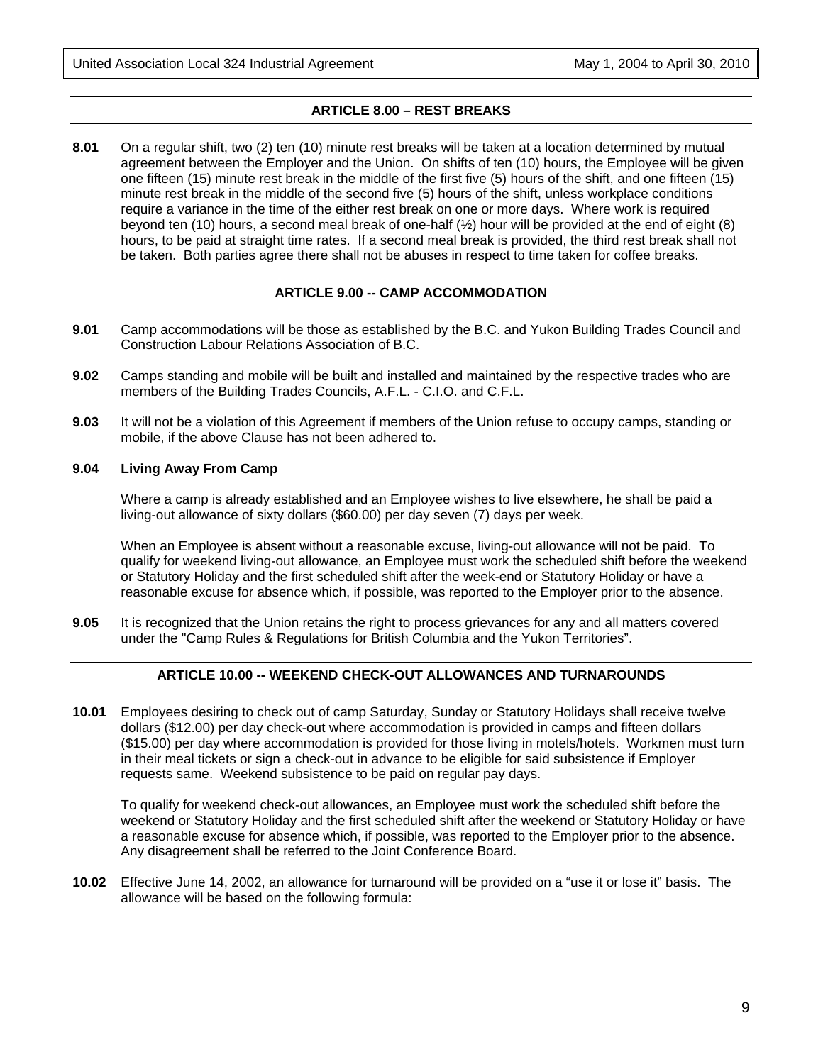## ARTICLE 8.00 – REST BREAKS

**8.01** On a regular shift, two (2) ten (10) minute rest breaks will be taken at a location determined by mutual agreement between the Employer and the Union. On shifts of ten (10) hours, the Employee will be given one fifteen (15) minute rest break in the middle of the first five (5) hours of the shift, and one fifteen (15) minute rest break in the middle of the second five (5) hours of the shift, unless workplace conditions require a variance in the time of the either rest break on one or more days. Where work is required beyond ten (10) hours, a second meal break of one-half (½) hour will be provided at the end of eight (8) hours, to be paid at straight time rates. If a second meal break is provided, the third rest break shall not be taken. Both parties agree there shall not be abuses in respect to time taken for coffee breaks.

## ARTICLE 9.00 -- CAMP ACCOMMODATION

**9.01** Camp accommodations will be those as established by the B.C. and Yukon Building Trades Council and Construction Labour Relations Association of B.C.

**9.02** Camps standing and mobile will be built and installed and maintained by the respective trades who are members of the Building Trades Councils, A.F.L. - C.I.O. and C.F.L.

**9.03** It will not be a violation of this Agreement if members of the Union refuse to occupy camps, standing or mobile, if the above Clause has not been adhered to.

**9.04 Living Away From Camp**

Where a camp is already established and an Employee wishes to live elsewhere, he shall be paid a living-out allowance of sixty dollars ($60.00) per day seven (7) days per week.

When an Employee is absent without a reasonable excuse, living-out allowance will not be paid. To qualify for weekend living-out allowance, an Employee must work the scheduled shift before the weekend or Statutory Holiday and the first scheduled shift after the week-end or Statutory Holiday or have a reasonable excuse for absence which, if possible, was reported to the Employer prior to the absence.

**9.05** It is recognized that the Union retains the right to process grievances for any and all matters covered under the "Camp Rules & Regulations for British Columbia and the Yukon Territories".

## ARTICLE 10.00 -- WEEKEND CHECK-OUT ALLOWANCES AND TURNAROUNDS

**10.01** Employees desiring to check out of camp Saturday, Sunday or Statutory Holidays shall receive twelve dollars ($12.00) per day check-out where accommodation is provided in camps and fifteen dollars ($15.00) per day where accommodation is provided for those living in motels/hotels. Workmen must turn in their meal tickets or sign a check-out in advance to be eligible for said subsistence if Employer requests same. Weekend subsistence to be paid on regular pay days.

To qualify for weekend check-out allowances, an Employee must work the scheduled shift before the weekend or Statutory Holiday and the first scheduled shift after the weekend or Statutory Holiday or have a reasonable excuse for absence which, if possible, was reported to the Employer prior to the absence. Any disagreement shall be referred to the Joint Conference Board.

**10.02** Effective June 14, 2002, an allowance for turnaround will be provided on a "use it or lose it" basis. The allowance will be based on the following formula: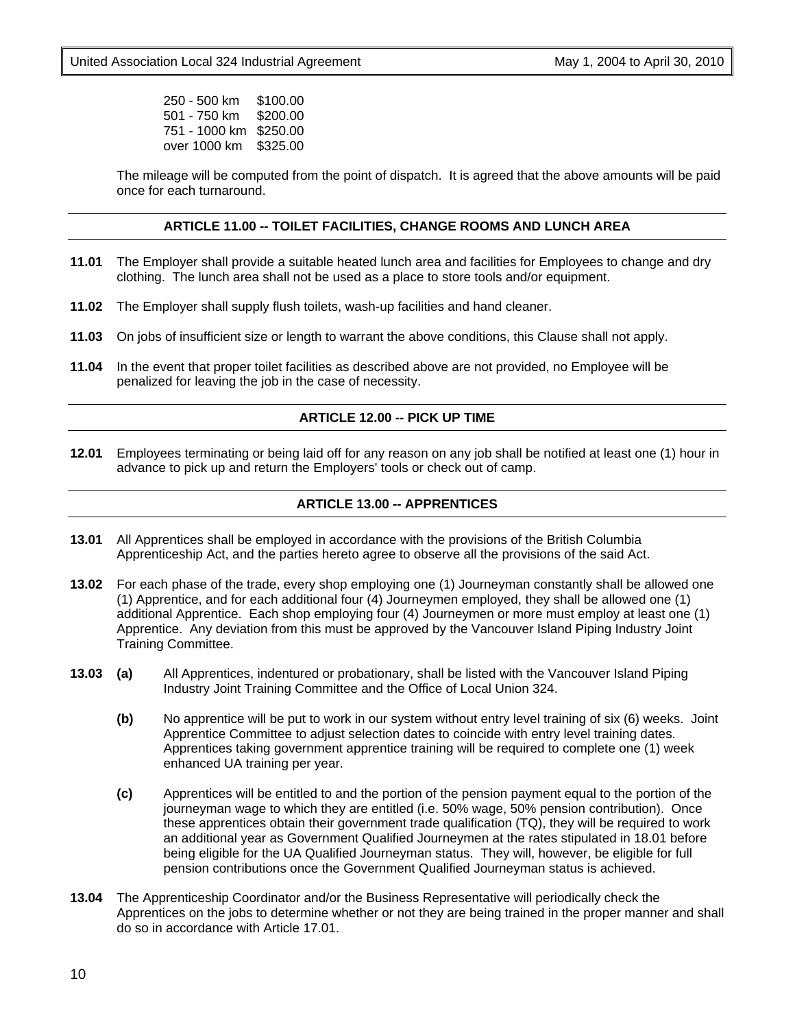| | |
|---|---|
| 250 - 500 km | $100.00 |
| 501 - 750 km | $200.00 |
| 751 - 1000 km | $250.00 |
| over 1000 km | $325.00 |

The mileage will be computed from the point of dispatch. It is agreed that the above amounts will be paid once for each turnaround.

## ARTICLE 11.00 -- TOILET FACILITIES, CHANGE ROOMS AND LUNCH AREA

**11.01** The Employer shall provide a suitable heated lunch area and facilities for Employees to change and dry clothing. The lunch area shall not be used as a place to store tools and/or equipment.

**11.02** The Employer shall supply flush toilets, wash-up facilities and hand cleaner.

**11.03** On jobs of insufficient size or length to warrant the above conditions, this Clause shall not apply.

**11.04** In the event that proper toilet facilities as described above are not provided, no Employee will be penalized for leaving the job in the case of necessity.

## ARTICLE 12.00 -- PICK UP TIME

**12.01** Employees terminating or being laid off for any reason on any job shall be notified at least one (1) hour in advance to pick up and return the Employers' tools or check out of camp.

## ARTICLE 13.00 -- APPRENTICES

**13.01** All Apprentices shall be employed in accordance with the provisions of the British Columbia Apprenticeship Act, and the parties hereto agree to observe all the provisions of the said Act.

**13.02** For each phase of the trade, every shop employing one (1) Journeyman constantly shall be allowed one (1) Apprentice, and for each additional four (4) Journeymen employed, they shall be allowed one (1) additional Apprentice. Each shop employing four (4) Journeymen or more must employ at least one (1) Apprentice. Any deviation from this must be approved by the Vancouver Island Piping Industry Joint Training Committee.

**13.03** **(a)** All Apprentices, indentured or probationary, shall be listed with the Vancouver Island Piping Industry Joint Training Committee and the Office of Local Union 324.

**(b)** No apprentice will be put to work in our system without entry level training of six (6) weeks. Joint Apprentice Committee to adjust selection dates to coincide with entry level training dates. Apprentices taking government apprentice training will be required to complete one (1) week enhanced UA training per year.

**(c)** Apprentices will be entitled to and the portion of the pension payment equal to the portion of the journeyman wage to which they are entitled (i.e. 50% wage, 50% pension contribution). Once these apprentices obtain their government trade qualification (TQ), they will be required to work an additional year as Government Qualified Journeymen at the rates stipulated in 18.01 before being eligible for the UA Qualified Journeyman status. They will, however, be eligible for full pension contributions once the Government Qualified Journeyman status is achieved.

**13.04** The Apprenticeship Coordinator and/or the Business Representative will periodically check the Apprentices on the jobs to determine whether or not they are being trained in the proper manner and shall do so in accordance with Article 17.01.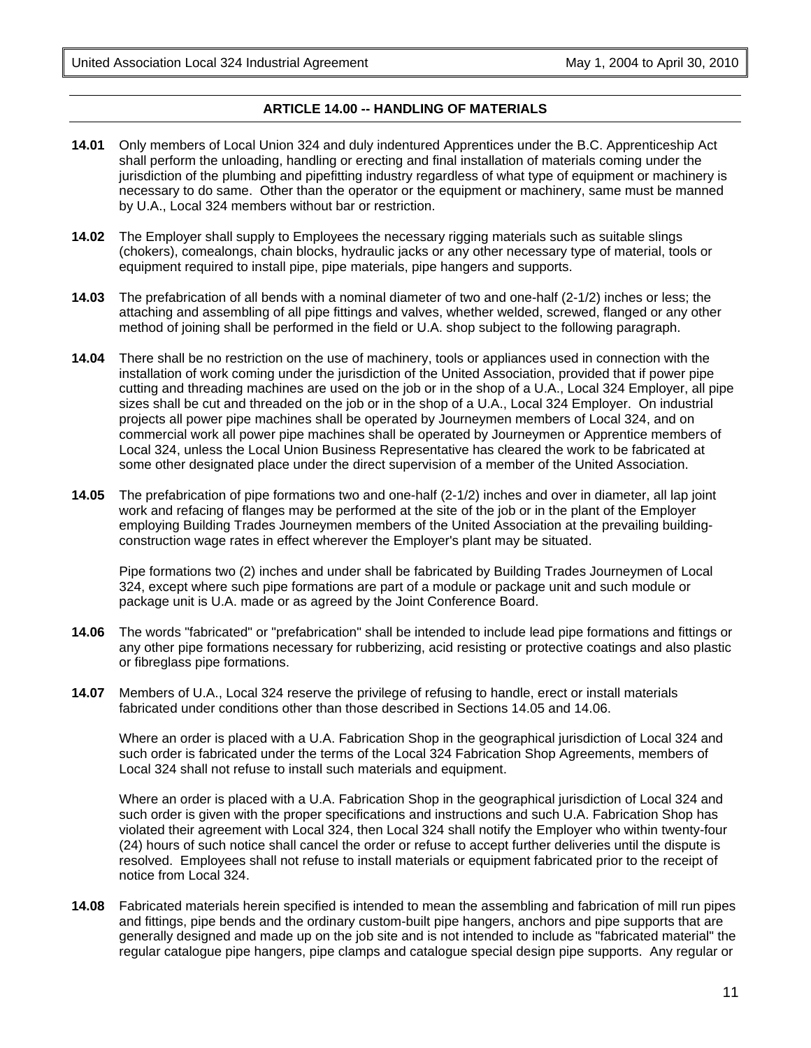## ARTICLE 14.00 -- HANDLING OF MATERIALS

**14.01** Only members of Local Union 324 and duly indentured Apprentices under the B.C. Apprenticeship Act shall perform the unloading, handling or erecting and final installation of materials coming under the jurisdiction of the plumbing and pipefitting industry regardless of what type of equipment or machinery is necessary to do same. Other than the operator or the equipment or machinery, same must be manned by U.A., Local 324 members without bar or restriction.

**14.02** The Employer shall supply to Employees the necessary rigging materials such as suitable slings (chokers), comealongs, chain blocks, hydraulic jacks or any other necessary type of material, tools or equipment required to install pipe, pipe materials, pipe hangers and supports.

**14.03** The prefabrication of all bends with a nominal diameter of two and one-half (2-1/2) inches or less; the attaching and assembling of all pipe fittings and valves, whether welded, screwed, flanged or any other method of joining shall be performed in the field or U.A. shop subject to the following paragraph.

**14.04** There shall be no restriction on the use of machinery, tools or appliances used in connection with the installation of work coming under the jurisdiction of the United Association, provided that if power pipe cutting and threading machines are used on the job or in the shop of a U.A., Local 324 Employer, all pipe sizes shall be cut and threaded on the job or in the shop of a U.A., Local 324 Employer. On industrial projects all power pipe machines shall be operated by Journeymen members of Local 324, and on commercial work all power pipe machines shall be operated by Journeymen or Apprentice members of Local 324, unless the Local Union Business Representative has cleared the work to be fabricated at some other designated place under the direct supervision of a member of the United Association.

**14.05** The prefabrication of pipe formations two and one-half (2-1/2) inches and over in diameter, all lap joint work and refacing of flanges may be performed at the site of the job or in the plant of the Employer employing Building Trades Journeymen members of the United Association at the prevailing building-construction wage rates in effect wherever the Employer's plant may be situated.

Pipe formations two (2) inches and under shall be fabricated by Building Trades Journeymen of Local 324, except where such pipe formations are part of a module or package unit and such module or package unit is U.A. made or as agreed by the Joint Conference Board.

**14.06** The words "fabricated" or "prefabrication" shall be intended to include lead pipe formations and fittings or any other pipe formations necessary for rubberizing, acid resisting or protective coatings and also plastic or fibreglass pipe formations.

**14.07** Members of U.A., Local 324 reserve the privilege of refusing to handle, erect or install materials fabricated under conditions other than those described in Sections 14.05 and 14.06.

Where an order is placed with a U.A. Fabrication Shop in the geographical jurisdiction of Local 324 and such order is fabricated under the terms of the Local 324 Fabrication Shop Agreements, members of Local 324 shall not refuse to install such materials and equipment.

Where an order is placed with a U.A. Fabrication Shop in the geographical jurisdiction of Local 324 and such order is given with the proper specifications and instructions and such U.A. Fabrication Shop has violated their agreement with Local 324, then Local 324 shall notify the Employer who within twenty-four (24) hours of such notice shall cancel the order or refuse to accept further deliveries until the dispute is resolved. Employees shall not refuse to install materials or equipment fabricated prior to the receipt of notice from Local 324.

**14.08** Fabricated materials herein specified is intended to mean the assembling and fabrication of mill run pipes and fittings, pipe bends and the ordinary custom-built pipe hangers, anchors and pipe supports that are generally designed and made up on the job site and is not intended to include as "fabricated material" the regular catalogue pipe hangers, pipe clamps and catalogue special design pipe supports. Any regular or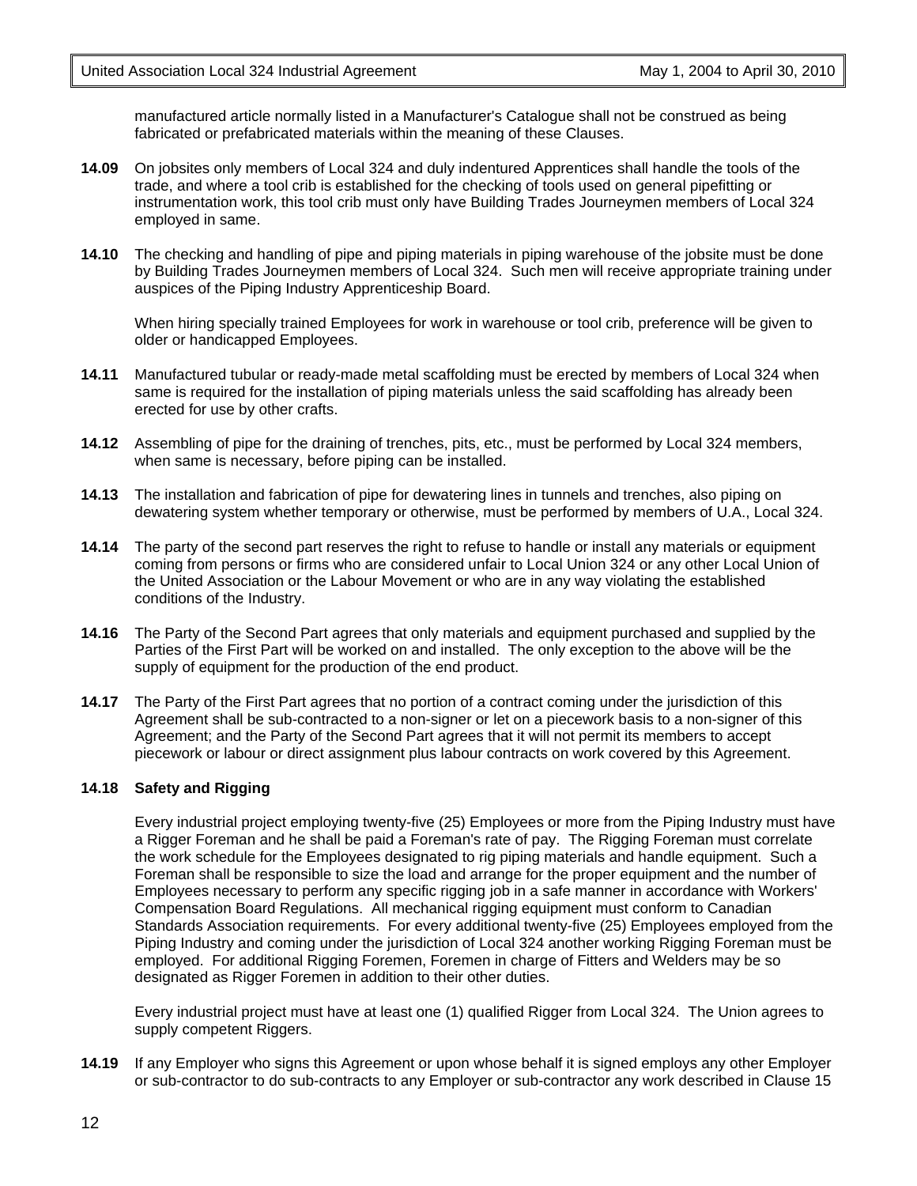manufactured article normally listed in a Manufacturer's Catalogue shall not be construed as being fabricated or prefabricated materials within the meaning of these Clauses.

**14.09** On jobsites only members of Local 324 and duly indentured Apprentices shall handle the tools of the trade, and where a tool crib is established for the checking of tools used on general pipefitting or instrumentation work, this tool crib must only have Building Trades Journeymen members of Local 324 employed in same.

**14.10** The checking and handling of pipe and piping materials in piping warehouse of the jobsite must be done by Building Trades Journeymen members of Local 324. Such men will receive appropriate training under auspices of the Piping Industry Apprenticeship Board.

When hiring specially trained Employees for work in warehouse or tool crib, preference will be given to older or handicapped Employees.

**14.11** Manufactured tubular or ready-made metal scaffolding must be erected by members of Local 324 when same is required for the installation of piping materials unless the said scaffolding has already been erected for use by other crafts.

**14.12** Assembling of pipe for the draining of trenches, pits, etc., must be performed by Local 324 members, when same is necessary, before piping can be installed.

**14.13** The installation and fabrication of pipe for dewatering lines in tunnels and trenches, also piping on dewatering system whether temporary or otherwise, must be performed by members of U.A., Local 324.

**14.14** The party of the second part reserves the right to refuse to handle or install any materials or equipment coming from persons or firms who are considered unfair to Local Union 324 or any other Local Union of the United Association or the Labour Movement or who are in any way violating the established conditions of the Industry.

**14.16** The Party of the Second Part agrees that only materials and equipment purchased and supplied by the Parties of the First Part will be worked on and installed. The only exception to the above will be the supply of equipment for the production of the end product.

**14.17** The Party of the First Part agrees that no portion of a contract coming under the jurisdiction of this Agreement shall be sub-contracted to a non-signer or let on a piecework basis to a non-signer of this Agreement; and the Party of the Second Part agrees that it will not permit its members to accept piecework or labour or direct assignment plus labour contracts on work covered by this Agreement.

**14.18 Safety and Rigging**

Every industrial project employing twenty-five (25) Employees or more from the Piping Industry must have a Rigger Foreman and he shall be paid a Foreman's rate of pay. The Rigging Foreman must correlate the work schedule for the Employees designated to rig piping materials and handle equipment. Such a Foreman shall be responsible to size the load and arrange for the proper equipment and the number of Employees necessary to perform any specific rigging job in a safe manner in accordance with Workers' Compensation Board Regulations. All mechanical rigging equipment must conform to Canadian Standards Association requirements. For every additional twenty-five (25) Employees employed from the Piping Industry and coming under the jurisdiction of Local 324 another working Rigging Foreman must be employed. For additional Rigging Foremen, Foremen in charge of Fitters and Welders may be so designated as Rigger Foremen in addition to their other duties.

Every industrial project must have at least one (1) qualified Rigger from Local 324. The Union agrees to supply competent Riggers.

**14.19** If any Employer who signs this Agreement or upon whose behalf it is signed employs any other Employer or sub-contractor to do sub-contracts to any Employer or sub-contractor any work described in Clause 15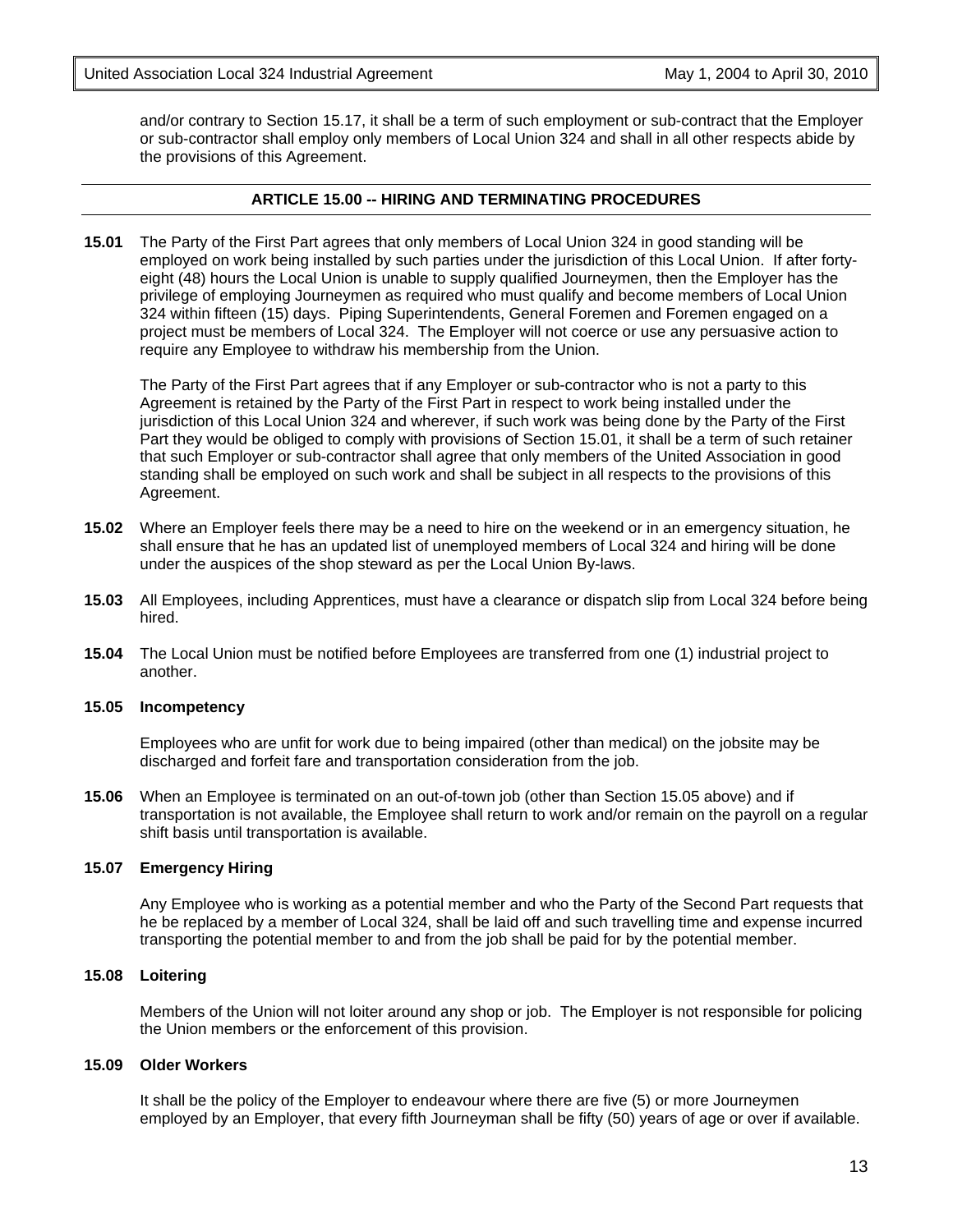and/or contrary to Section 15.17, it shall be a term of such employment or sub-contract that the Employer or sub-contractor shall employ only members of Local Union 324 and shall in all other respects abide by the provisions of this Agreement.

## ARTICLE 15.00 -- HIRING AND TERMINATING PROCEDURES

**15.01** The Party of the First Part agrees that only members of Local Union 324 in good standing will be employed on work being installed by such parties under the jurisdiction of this Local Union. If after forty-eight (48) hours the Local Union is unable to supply qualified Journeymen, then the Employer has the privilege of employing Journeymen as required who must qualify and become members of Local Union 324 within fifteen (15) days. Piping Superintendents, General Foremen and Foremen engaged on a project must be members of Local 324. The Employer will not coerce or use any persuasive action to require any Employee to withdraw his membership from the Union.

The Party of the First Part agrees that if any Employer or sub-contractor who is not a party to this Agreement is retained by the Party of the First Part in respect to work being installed under the jurisdiction of this Local Union 324 and wherever, if such work was being done by the Party of the First Part they would be obliged to comply with provisions of Section 15.01, it shall be a term of such retainer that such Employer or sub-contractor shall agree that only members of the United Association in good standing shall be employed on such work and shall be subject in all respects to the provisions of this Agreement.

**15.02** Where an Employer feels there may be a need to hire on the weekend or in an emergency situation, he shall ensure that he has an updated list of unemployed members of Local 324 and hiring will be done under the auspices of the shop steward as per the Local Union By-laws.

**15.03** All Employees, including Apprentices, must have a clearance or dispatch slip from Local 324 before being hired.

**15.04** The Local Union must be notified before Employees are transferred from one (1) industrial project to another.

**15.05 Incompetency**

Employees who are unfit for work due to being impaired (other than medical) on the jobsite may be discharged and forfeit fare and transportation consideration from the job.

**15.06** When an Employee is terminated on an out-of-town job (other than Section 15.05 above) and if transportation is not available, the Employee shall return to work and/or remain on the payroll on a regular shift basis until transportation is available.

**15.07 Emergency Hiring**

Any Employee who is working as a potential member and who the Party of the Second Part requests that he be replaced by a member of Local 324, shall be laid off and such travelling time and expense incurred transporting the potential member to and from the job shall be paid for by the potential member.

**15.08 Loitering**

Members of the Union will not loiter around any shop or job. The Employer is not responsible for policing the Union members or the enforcement of this provision.

**15.09 Older Workers**

It shall be the policy of the Employer to endeavour where there are five (5) or more Journeymen employed by an Employer, that every fifth Journeyman shall be fifty (50) years of age or over if available.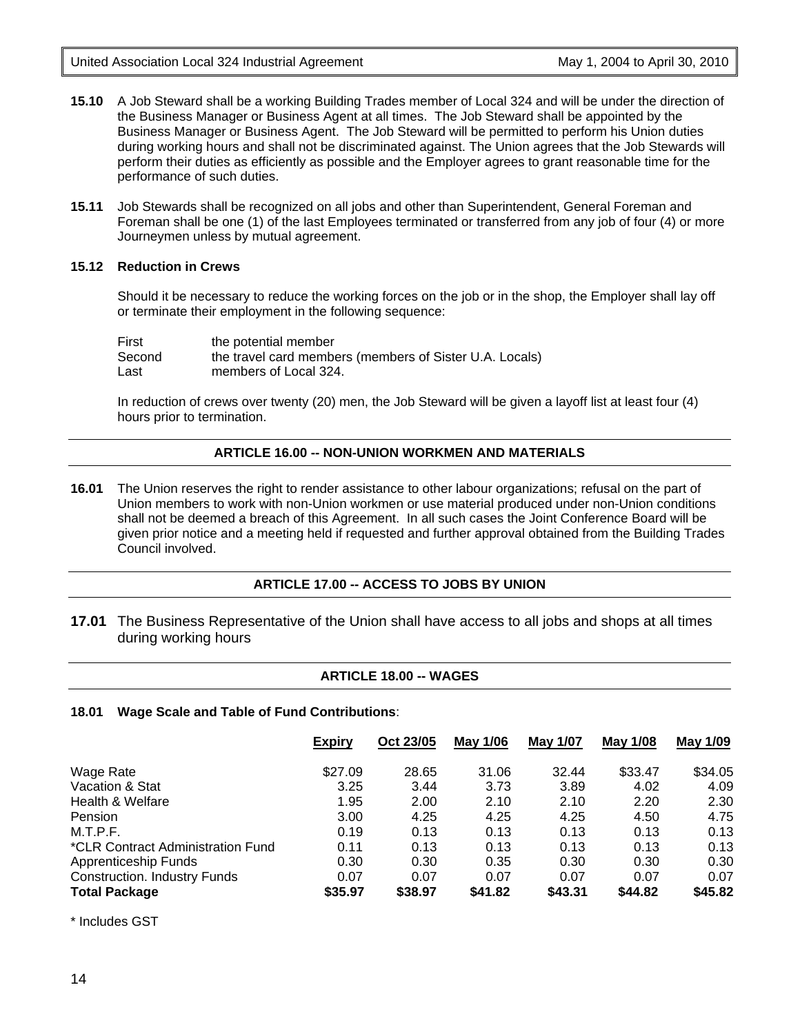**15.10** A Job Steward shall be a working Building Trades member of Local 324 and will be under the direction of the Business Manager or Business Agent at all times. The Job Steward shall be appointed by the Business Manager or Business Agent. The Job Steward will be permitted to perform his Union duties during working hours and shall not be discriminated against. The Union agrees that the Job Stewards will perform their duties as efficiently as possible and the Employer agrees to grant reasonable time for the performance of such duties.

**15.11** Job Stewards shall be recognized on all jobs and other than Superintendent, General Foreman and Foreman shall be one (1) of the last Employees terminated or transferred from any job of four (4) or more Journeymen unless by mutual agreement.

**15.12 Reduction in Crews**

Should it be necessary to reduce the working forces on the job or in the shop, the Employer shall lay off or terminate their employment in the following sequence:

| | |
|---|---|
| First | the potential member |
| Second | the travel card members (members of Sister U.A. Locals) |
| Last | members of Local 324. |

In reduction of crews over twenty (20) men, the Job Steward will be given a layoff list at least four (4) hours prior to termination.

## ARTICLE 16.00 -- NON-UNION WORKMEN AND MATERIALS

**16.01** The Union reserves the right to render assistance to other labour organizations; refusal on the part of Union members to work with non-Union workmen or use material produced under non-Union conditions shall not be deemed a breach of this Agreement. In all such cases the Joint Conference Board will be given prior notice and a meeting held if requested and further approval obtained from the Building Trades Council involved.

## ARTICLE 17.00 -- ACCESS TO JOBS BY UNION

**17.01** The Business Representative of the Union shall have access to all jobs and shops at all times during working hours

## ARTICLE 18.00 -- WAGES

**18.01 Wage Scale and Table of Fund Contributions**:

| | Expiry | Oct 23/05 | May 1/06 | May 1/07 | May 1/08 | May 1/09 |
|---|---|---|---|---|---|---|
| Wage Rate | $27.09 | 28.65 | 31.06 | 32.44 | $33.47 | $34.05 |
| Vacation & Stat | 3.25 | 3.44 | 3.73 | 3.89 | 4.02 | 4.09 |
| Health & Welfare | 1.95 | 2.00 | 2.10 | 2.10 | 2.20 | 2.30 |
| Pension | 3.00 | 4.25 | 4.25 | 4.25 | 4.50 | 4.75 |
| M.T.P.F. | 0.19 | 0.13 | 0.13 | 0.13 | 0.13 | 0.13 |
| *CLR Contract Administration Fund | 0.11 | 0.13 | 0.13 | 0.13 | 0.13 | 0.13 |
| Apprenticeship Funds | 0.30 | 0.30 | 0.35 | 0.30 | 0.30 | 0.30 |
| Construction. Industry Funds | 0.07 | 0.07 | 0.07 | 0.07 | 0.07 | 0.07 |
| **Total Package** | **$35.97** | **$38.97** | **$41.82** | **$43.31** | **$44.82** | **$45.82** |

* Includes GST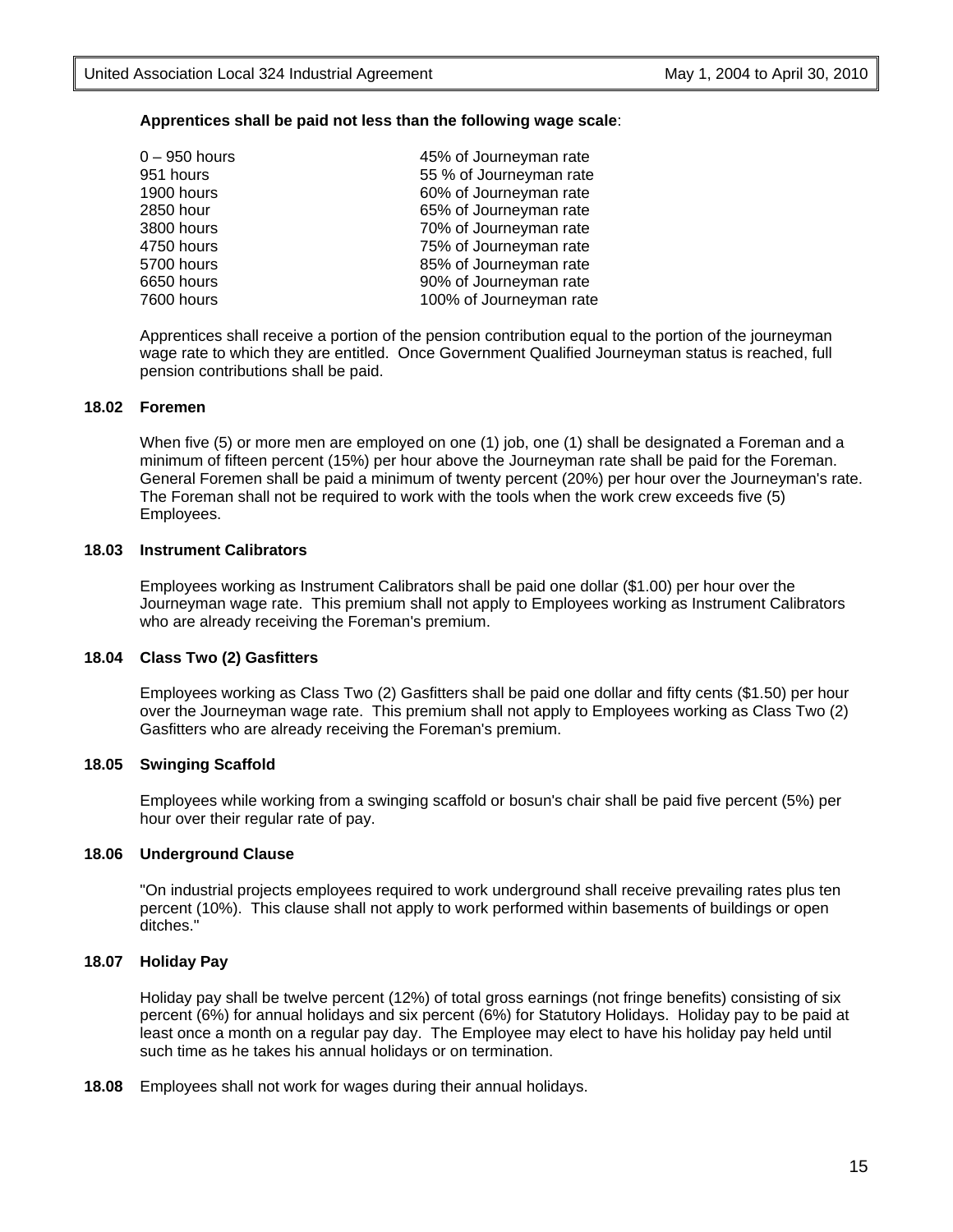**Apprentices shall be paid not less than the following wage scale**:

| | |
|---|---|
| 0 – 950 hours | 45% of Journeyman rate |
| 951 hours | 55 % of Journeyman rate |
| 1900 hours | 60% of Journeyman rate |
| 2850 hour | 65% of Journeyman rate |
| 3800 hours | 70% of Journeyman rate |
| 4750 hours | 75% of Journeyman rate |
| 5700 hours | 85% of Journeyman rate |
| 6650 hours | 90% of Journeyman rate |
| 7600 hours | 100% of Journeyman rate |

Apprentices shall receive a portion of the pension contribution equal to the portion of the journeyman wage rate to which they are entitled. Once Government Qualified Journeyman status is reached, full pension contributions shall be paid.

**18.02 Foremen**

When five (5) or more men are employed on one (1) job, one (1) shall be designated a Foreman and a minimum of fifteen percent (15%) per hour above the Journeyman rate shall be paid for the Foreman. General Foremen shall be paid a minimum of twenty percent (20%) per hour over the Journeyman's rate. The Foreman shall not be required to work with the tools when the work crew exceeds five (5) Employees.

**18.03 Instrument Calibrators**

Employees working as Instrument Calibrators shall be paid one dollar ($1.00) per hour over the Journeyman wage rate. This premium shall not apply to Employees working as Instrument Calibrators who are already receiving the Foreman's premium.

**18.04 Class Two (2) Gasfitters**

Employees working as Class Two (2) Gasfitters shall be paid one dollar and fifty cents ($1.50) per hour over the Journeyman wage rate. This premium shall not apply to Employees working as Class Two (2) Gasfitters who are already receiving the Foreman's premium.

**18.05 Swinging Scaffold**

Employees while working from a swinging scaffold or bosun's chair shall be paid five percent (5%) per hour over their regular rate of pay.

**18.06 Underground Clause**

"On industrial projects employees required to work underground shall receive prevailing rates plus ten percent (10%). This clause shall not apply to work performed within basements of buildings or open ditches."

**18.07 Holiday Pay**

Holiday pay shall be twelve percent (12%) of total gross earnings (not fringe benefits) consisting of six percent (6%) for annual holidays and six percent (6%) for Statutory Holidays. Holiday pay to be paid at least once a month on a regular pay day. The Employee may elect to have his holiday pay held until such time as he takes his annual holidays or on termination.

**18.08** Employees shall not work for wages during their annual holidays.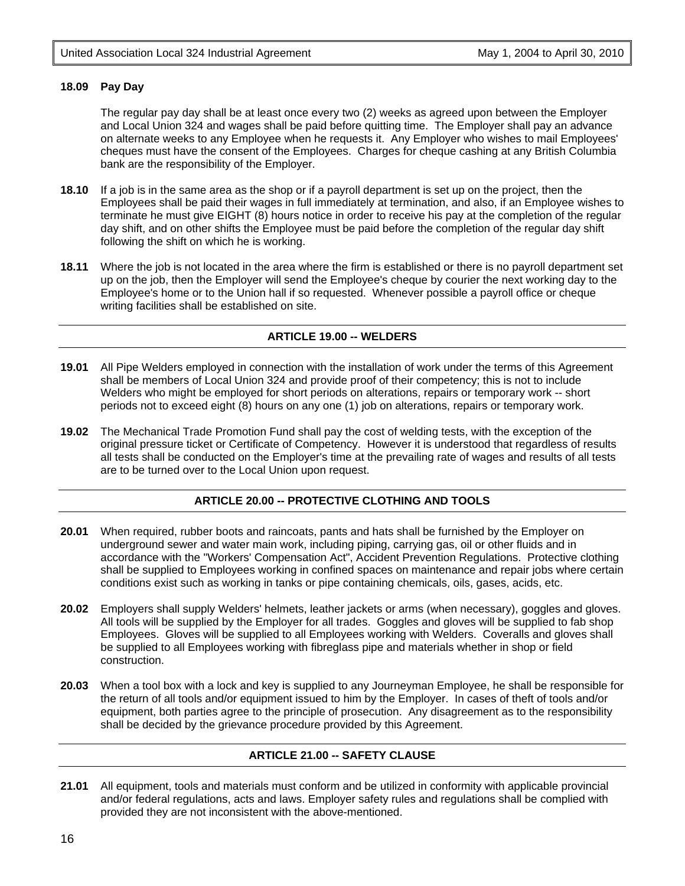**18.09 Pay Day**

The regular pay day shall be at least once every two (2) weeks as agreed upon between the Employer and Local Union 324 and wages shall be paid before quitting time. The Employer shall pay an advance on alternate weeks to any Employee when he requests it. Any Employer who wishes to mail Employees' cheques must have the consent of the Employees. Charges for cheque cashing at any British Columbia bank are the responsibility of the Employer.

**18.10** If a job is in the same area as the shop or if a payroll department is set up on the project, then the Employees shall be paid their wages in full immediately at termination, and also, if an Employee wishes to terminate he must give EIGHT (8) hours notice in order to receive his pay at the completion of the regular day shift, and on other shifts the Employee must be paid before the completion of the regular day shift following the shift on which he is working.

**18.11** Where the job is not located in the area where the firm is established or there is no payroll department set up on the job, then the Employer will send the Employee's cheque by courier the next working day to the Employee's home or to the Union hall if so requested. Whenever possible a payroll office or cheque writing facilities shall be established on site.

## ARTICLE 19.00 -- WELDERS

**19.01** All Pipe Welders employed in connection with the installation of work under the terms of this Agreement shall be members of Local Union 324 and provide proof of their competency; this is not to include Welders who might be employed for short periods on alterations, repairs or temporary work -- short periods not to exceed eight (8) hours on any one (1) job on alterations, repairs or temporary work.

**19.02** The Mechanical Trade Promotion Fund shall pay the cost of welding tests, with the exception of the original pressure ticket or Certificate of Competency. However it is understood that regardless of results all tests shall be conducted on the Employer's time at the prevailing rate of wages and results of all tests are to be turned over to the Local Union upon request.

## ARTICLE 20.00 -- PROTECTIVE CLOTHING AND TOOLS

**20.01** When required, rubber boots and raincoats, pants and hats shall be furnished by the Employer on underground sewer and water main work, including piping, carrying gas, oil or other fluids and in accordance with the "Workers' Compensation Act", Accident Prevention Regulations. Protective clothing shall be supplied to Employees working in confined spaces on maintenance and repair jobs where certain conditions exist such as working in tanks or pipe containing chemicals, oils, gases, acids, etc.

**20.02** Employers shall supply Welders' helmets, leather jackets or arms (when necessary), goggles and gloves. All tools will be supplied by the Employer for all trades. Goggles and gloves will be supplied to fab shop Employees. Gloves will be supplied to all Employees working with Welders. Coveralls and gloves shall be supplied to all Employees working with fibreglass pipe and materials whether in shop or field construction.

**20.03** When a tool box with a lock and key is supplied to any Journeyman Employee, he shall be responsible for the return of all tools and/or equipment issued to him by the Employer. In cases of theft of tools and/or equipment, both parties agree to the principle of prosecution. Any disagreement as to the responsibility shall be decided by the grievance procedure provided by this Agreement.

## ARTICLE 21.00 -- SAFETY CLAUSE

**21.01** All equipment, tools and materials must conform and be utilized in conformity with applicable provincial and/or federal regulations, acts and laws. Employer safety rules and regulations shall be complied with provided they are not inconsistent with the above-mentioned.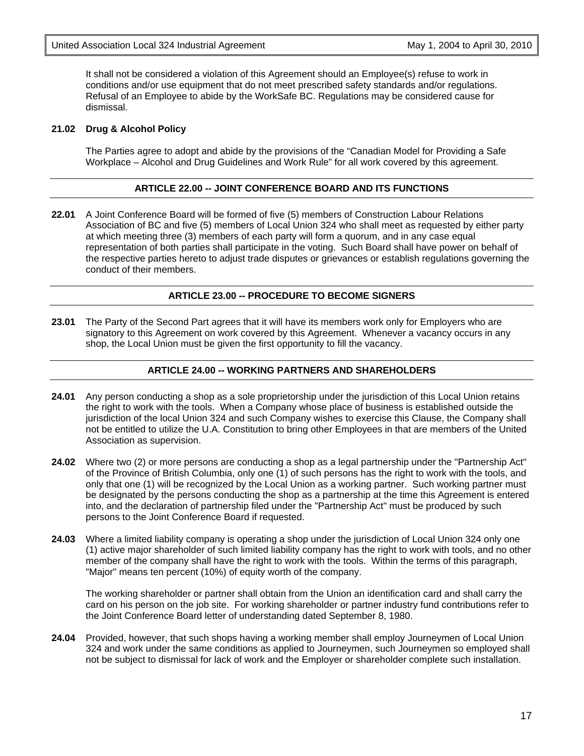It shall not be considered a violation of this Agreement should an Employee(s) refuse to work in conditions and/or use equipment that do not meet prescribed safety standards and/or regulations. Refusal of an Employee to abide by the WorkSafe BC. Regulations may be considered cause for dismissal.

**21.02 Drug & Alcohol Policy**

The Parties agree to adopt and abide by the provisions of the "Canadian Model for Providing a Safe Workplace – Alcohol and Drug Guidelines and Work Rule" for all work covered by this agreement.

## ARTICLE 22.00 -- JOINT CONFERENCE BOARD AND ITS FUNCTIONS

**22.01** A Joint Conference Board will be formed of five (5) members of Construction Labour Relations Association of BC and five (5) members of Local Union 324 who shall meet as requested by either party at which meeting three (3) members of each party will form a quorum, and in any case equal representation of both parties shall participate in the voting. Such Board shall have power on behalf of the respective parties hereto to adjust trade disputes or grievances or establish regulations governing the conduct of their members.

## ARTICLE 23.00 -- PROCEDURE TO BECOME SIGNERS

**23.01** The Party of the Second Part agrees that it will have its members work only for Employers who are signatory to this Agreement on work covered by this Agreement. Whenever a vacancy occurs in any shop, the Local Union must be given the first opportunity to fill the vacancy.

## ARTICLE 24.00 -- WORKING PARTNERS AND SHAREHOLDERS

**24.01** Any person conducting a shop as a sole proprietorship under the jurisdiction of this Local Union retains the right to work with the tools. When a Company whose place of business is established outside the jurisdiction of the local Union 324 and such Company wishes to exercise this Clause, the Company shall not be entitled to utilize the U.A. Constitution to bring other Employees in that are members of the United Association as supervision.

**24.02** Where two (2) or more persons are conducting a shop as a legal partnership under the "Partnership Act" of the Province of British Columbia, only one (1) of such persons has the right to work with the tools, and only that one (1) will be recognized by the Local Union as a working partner. Such working partner must be designated by the persons conducting the shop as a partnership at the time this Agreement is entered into, and the declaration of partnership filed under the "Partnership Act" must be produced by such persons to the Joint Conference Board if requested.

**24.03** Where a limited liability company is operating a shop under the jurisdiction of Local Union 324 only one (1) active major shareholder of such limited liability company has the right to work with tools, and no other member of the company shall have the right to work with the tools. Within the terms of this paragraph, "Major" means ten percent (10%) of equity worth of the company.

The working shareholder or partner shall obtain from the Union an identification card and shall carry the card on his person on the job site. For working shareholder or partner industry fund contributions refer to the Joint Conference Board letter of understanding dated September 8, 1980.

**24.04** Provided, however, that such shops having a working member shall employ Journeymen of Local Union 324 and work under the same conditions as applied to Journeymen, such Journeymen so employed shall not be subject to dismissal for lack of work and the Employer or shareholder complete such installation.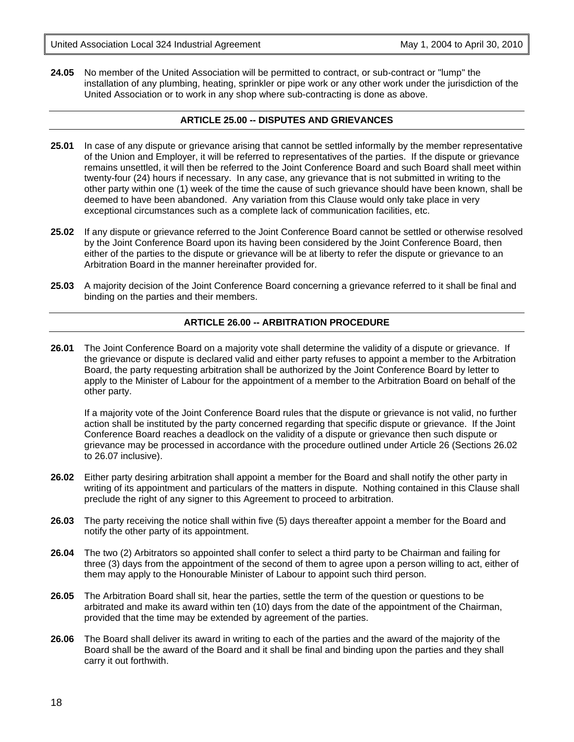**24.05** No member of the United Association will be permitted to contract, or sub-contract or "lump" the installation of any plumbing, heating, sprinkler or pipe work or any other work under the jurisdiction of the United Association or to work in any shop where sub-contracting is done as above.

## ARTICLE 25.00 -- DISPUTES AND GRIEVANCES

**25.01** In case of any dispute or grievance arising that cannot be settled informally by the member representative of the Union and Employer, it will be referred to representatives of the parties. If the dispute or grievance remains unsettled, it will then be referred to the Joint Conference Board and such Board shall meet within twenty-four (24) hours if necessary. In any case, any grievance that is not submitted in writing to the other party within one (1) week of the time the cause of such grievance should have been known, shall be deemed to have been abandoned. Any variation from this Clause would only take place in very exceptional circumstances such as a complete lack of communication facilities, etc.

**25.02** If any dispute or grievance referred to the Joint Conference Board cannot be settled or otherwise resolved by the Joint Conference Board upon its having been considered by the Joint Conference Board, then either of the parties to the dispute or grievance will be at liberty to refer the dispute or grievance to an Arbitration Board in the manner hereinafter provided for.

**25.03** A majority decision of the Joint Conference Board concerning a grievance referred to it shall be final and binding on the parties and their members.

## ARTICLE 26.00 -- ARBITRATION PROCEDURE

**26.01** The Joint Conference Board on a majority vote shall determine the validity of a dispute or grievance. If the grievance or dispute is declared valid and either party refuses to appoint a member to the Arbitration Board, the party requesting arbitration shall be authorized by the Joint Conference Board by letter to apply to the Minister of Labour for the appointment of a member to the Arbitration Board on behalf of the other party.

If a majority vote of the Joint Conference Board rules that the dispute or grievance is not valid, no further action shall be instituted by the party concerned regarding that specific dispute or grievance. If the Joint Conference Board reaches a deadlock on the validity of a dispute or grievance then such dispute or grievance may be processed in accordance with the procedure outlined under Article 26 (Sections 26.02 to 26.07 inclusive).

**26.02** Either party desiring arbitration shall appoint a member for the Board and shall notify the other party in writing of its appointment and particulars of the matters in dispute. Nothing contained in this Clause shall preclude the right of any signer to this Agreement to proceed to arbitration.

**26.03** The party receiving the notice shall within five (5) days thereafter appoint a member for the Board and notify the other party of its appointment.

**26.04** The two (2) Arbitrators so appointed shall confer to select a third party to be Chairman and failing for three (3) days from the appointment of the second of them to agree upon a person willing to act, either of them may apply to the Honourable Minister of Labour to appoint such third person.

**26.05** The Arbitration Board shall sit, hear the parties, settle the term of the question or questions to be arbitrated and make its award within ten (10) days from the date of the appointment of the Chairman, provided that the time may be extended by agreement of the parties.

**26.06** The Board shall deliver its award in writing to each of the parties and the award of the majority of the Board shall be the award of the Board and it shall be final and binding upon the parties and they shall carry it out forthwith.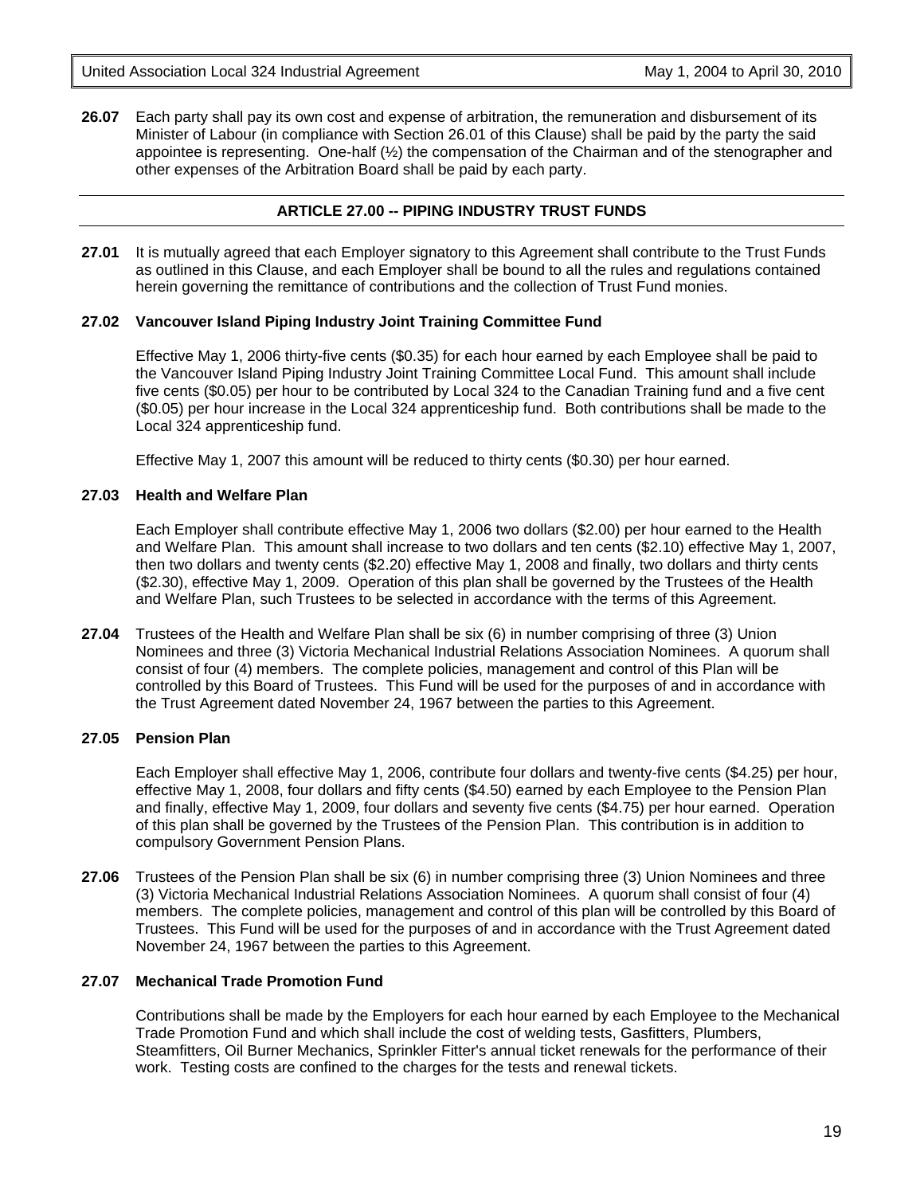**26.07** Each party shall pay its own cost and expense of arbitration, the remuneration and disbursement of its Minister of Labour (in compliance with Section 26.01 of this Clause) shall be paid by the party the said appointee is representing. One-half (½) the compensation of the Chairman and of the stenographer and other expenses of the Arbitration Board shall be paid by each party.

## ARTICLE 27.00 -- PIPING INDUSTRY TRUST FUNDS

**27.01** It is mutually agreed that each Employer signatory to this Agreement shall contribute to the Trust Funds as outlined in this Clause, and each Employer shall be bound to all the rules and regulations contained herein governing the remittance of contributions and the collection of Trust Fund monies.

### 27.02 Vancouver Island Piping Industry Joint Training Committee Fund

Effective May 1, 2006 thirty-five cents ($0.35) for each hour earned by each Employee shall be paid to the Vancouver Island Piping Industry Joint Training Committee Local Fund. This amount shall include five cents ($0.05) per hour to be contributed by Local 324 to the Canadian Training fund and a five cent ($0.05) per hour increase in the Local 324 apprenticeship fund. Both contributions shall be made to the Local 324 apprenticeship fund.

Effective May 1, 2007 this amount will be reduced to thirty cents ($0.30) per hour earned.

### 27.03 Health and Welfare Plan

Each Employer shall contribute effective May 1, 2006 two dollars ($2.00) per hour earned to the Health and Welfare Plan. This amount shall increase to two dollars and ten cents ($2.10) effective May 1, 2007, then two dollars and twenty cents ($2.20) effective May 1, 2008 and finally, two dollars and thirty cents ($2.30), effective May 1, 2009. Operation of this plan shall be governed by the Trustees of the Health and Welfare Plan, such Trustees to be selected in accordance with the terms of this Agreement.

**27.04** Trustees of the Health and Welfare Plan shall be six (6) in number comprising of three (3) Union Nominees and three (3) Victoria Mechanical Industrial Relations Association Nominees. A quorum shall consist of four (4) members. The complete policies, management and control of this Plan will be controlled by this Board of Trustees. This Fund will be used for the purposes of and in accordance with the Trust Agreement dated November 24, 1967 between the parties to this Agreement.

### 27.05 Pension Plan

Each Employer shall effective May 1, 2006, contribute four dollars and twenty-five cents ($4.25) per hour, effective May 1, 2008, four dollars and fifty cents ($4.50) earned by each Employee to the Pension Plan and finally, effective May 1, 2009, four dollars and seventy five cents ($4.75) per hour earned. Operation of this plan shall be governed by the Trustees of the Pension Plan. This contribution is in addition to compulsory Government Pension Plans.

**27.06** Trustees of the Pension Plan shall be six (6) in number comprising three (3) Union Nominees and three (3) Victoria Mechanical Industrial Relations Association Nominees. A quorum shall consist of four (4) members. The complete policies, management and control of this plan will be controlled by this Board of Trustees. This Fund will be used for the purposes of and in accordance with the Trust Agreement dated November 24, 1967 between the parties to this Agreement.

### 27.07 Mechanical Trade Promotion Fund

Contributions shall be made by the Employers for each hour earned by each Employee to the Mechanical Trade Promotion Fund and which shall include the cost of welding tests, Gasfitters, Plumbers, Steamfitters, Oil Burner Mechanics, Sprinkler Fitter's annual ticket renewals for the performance of their work. Testing costs are confined to the charges for the tests and renewal tickets.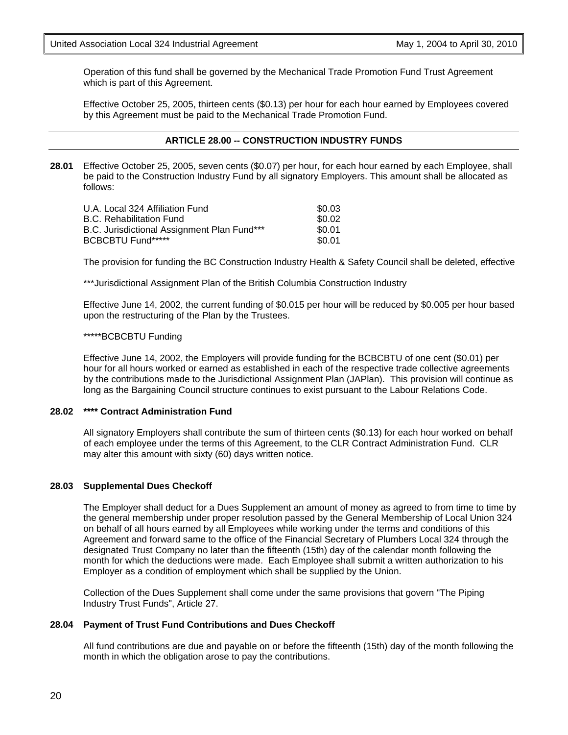Operation of this fund shall be governed by the Mechanical Trade Promotion Fund Trust Agreement which is part of this Agreement.

Effective October 25, 2005, thirteen cents ($0.13) per hour for each hour earned by Employees covered by this Agreement must be paid to the Mechanical Trade Promotion Fund.

## ARTICLE 28.00 -- CONSTRUCTION INDUSTRY FUNDS

**28.01** Effective October 25, 2005, seven cents ($0.07) per hour, for each hour earned by each Employee, shall be paid to the Construction Industry Fund by all signatory Employers. This amount shall be allocated as follows:

| | |
|---|---|
| U.A. Local 324 Affiliation Fund | $0.03 |
| B.C. Rehabilitation Fund | $0.02 |
| B.C. Jurisdictional Assignment Plan Fund*** | $0.01 |
| BCBCBTU Fund***** | $0.01 |

The provision for funding the BC Construction Industry Health & Safety Council shall be deleted, effective

***Jurisdictional Assignment Plan of the British Columbia Construction Industry

Effective June 14, 2002, the current funding of $0.015 per hour will be reduced by $0.005 per hour based upon the restructuring of the Plan by the Trustees.

*****BCBCBTU Funding

Effective June 14, 2002, the Employers will provide funding for the BCBCBTU of one cent ($0.01) per hour for all hours worked or earned as established in each of the respective trade collective agreements by the contributions made to the Jurisdictional Assignment Plan (JAPlan). This provision will continue as long as the Bargaining Council structure continues to exist pursuant to the Labour Relations Code.

**28.02 **** Contract Administration Fund**

All signatory Employers shall contribute the sum of thirteen cents ($0.13) for each hour worked on behalf of each employee under the terms of this Agreement, to the CLR Contract Administration Fund. CLR may alter this amount with sixty (60) days written notice.

**28.03 Supplemental Dues Checkoff**

The Employer shall deduct for a Dues Supplement an amount of money as agreed to from time to time by the general membership under proper resolution passed by the General Membership of Local Union 324 on behalf of all hours earned by all Employees while working under the terms and conditions of this Agreement and forward same to the office of the Financial Secretary of Plumbers Local 324 through the designated Trust Company no later than the fifteenth (15th) day of the calendar month following the month for which the deductions were made. Each Employee shall submit a written authorization to his Employer as a condition of employment which shall be supplied by the Union.

Collection of the Dues Supplement shall come under the same provisions that govern "The Piping Industry Trust Funds", Article 27.

**28.04 Payment of Trust Fund Contributions and Dues Checkoff**

All fund contributions are due and payable on or before the fifteenth (15th) day of the month following the month in which the obligation arose to pay the contributions.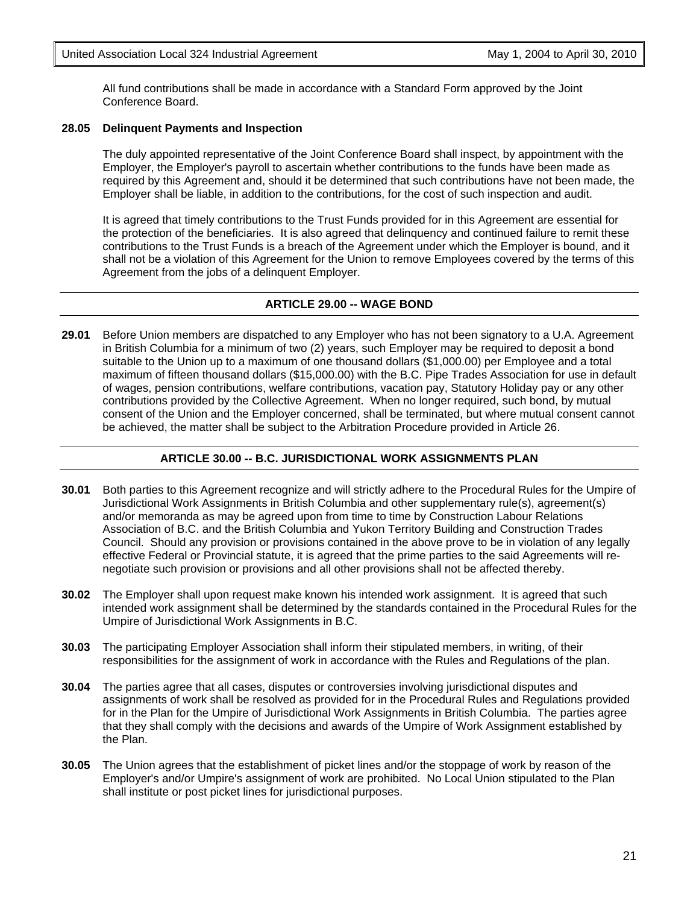All fund contributions shall be made in accordance with a Standard Form approved by the Joint Conference Board.

**28.05 Delinquent Payments and Inspection**

The duly appointed representative of the Joint Conference Board shall inspect, by appointment with the Employer, the Employer's payroll to ascertain whether contributions to the funds have been made as required by this Agreement and, should it be determined that such contributions have not been made, the Employer shall be liable, in addition to the contributions, for the cost of such inspection and audit.

It is agreed that timely contributions to the Trust Funds provided for in this Agreement are essential for the protection of the beneficiaries. It is also agreed that delinquency and continued failure to remit these contributions to the Trust Funds is a breach of the Agreement under which the Employer is bound, and it shall not be a violation of this Agreement for the Union to remove Employees covered by the terms of this Agreement from the jobs of a delinquent Employer.

## ARTICLE 29.00 -- WAGE BOND

**29.01** Before Union members are dispatched to any Employer who has not been signatory to a U.A. Agreement in British Columbia for a minimum of two (2) years, such Employer may be required to deposit a bond suitable to the Union up to a maximum of one thousand dollars ($1,000.00) per Employee and a total maximum of fifteen thousand dollars ($15,000.00) with the B.C. Pipe Trades Association for use in default of wages, pension contributions, welfare contributions, vacation pay, Statutory Holiday pay or any other contributions provided by the Collective Agreement. When no longer required, such bond, by mutual consent of the Union and the Employer concerned, shall be terminated, but where mutual consent cannot be achieved, the matter shall be subject to the Arbitration Procedure provided in Article 26.

## ARTICLE 30.00 -- B.C. JURISDICTIONAL WORK ASSIGNMENTS PLAN

**30.01** Both parties to this Agreement recognize and will strictly adhere to the Procedural Rules for the Umpire of Jurisdictional Work Assignments in British Columbia and other supplementary rule(s), agreement(s) and/or memoranda as may be agreed upon from time to time by Construction Labour Relations Association of B.C. and the British Columbia and Yukon Territory Building and Construction Trades Council. Should any provision or provisions contained in the above prove to be in violation of any legally effective Federal or Provincial statute, it is agreed that the prime parties to the said Agreements will re-negotiate such provision or provisions and all other provisions shall not be affected thereby.

**30.02** The Employer shall upon request make known his intended work assignment. It is agreed that such intended work assignment shall be determined by the standards contained in the Procedural Rules for the Umpire of Jurisdictional Work Assignments in B.C.

**30.03** The participating Employer Association shall inform their stipulated members, in writing, of their responsibilities for the assignment of work in accordance with the Rules and Regulations of the plan.

**30.04** The parties agree that all cases, disputes or controversies involving jurisdictional disputes and assignments of work shall be resolved as provided for in the Procedural Rules and Regulations provided for in the Plan for the Umpire of Jurisdictional Work Assignments in British Columbia. The parties agree that they shall comply with the decisions and awards of the Umpire of Work Assignment established by the Plan.

**30.05** The Union agrees that the establishment of picket lines and/or the stoppage of work by reason of the Employer's and/or Umpire's assignment of work are prohibited. No Local Union stipulated to the Plan shall institute or post picket lines for jurisdictional purposes.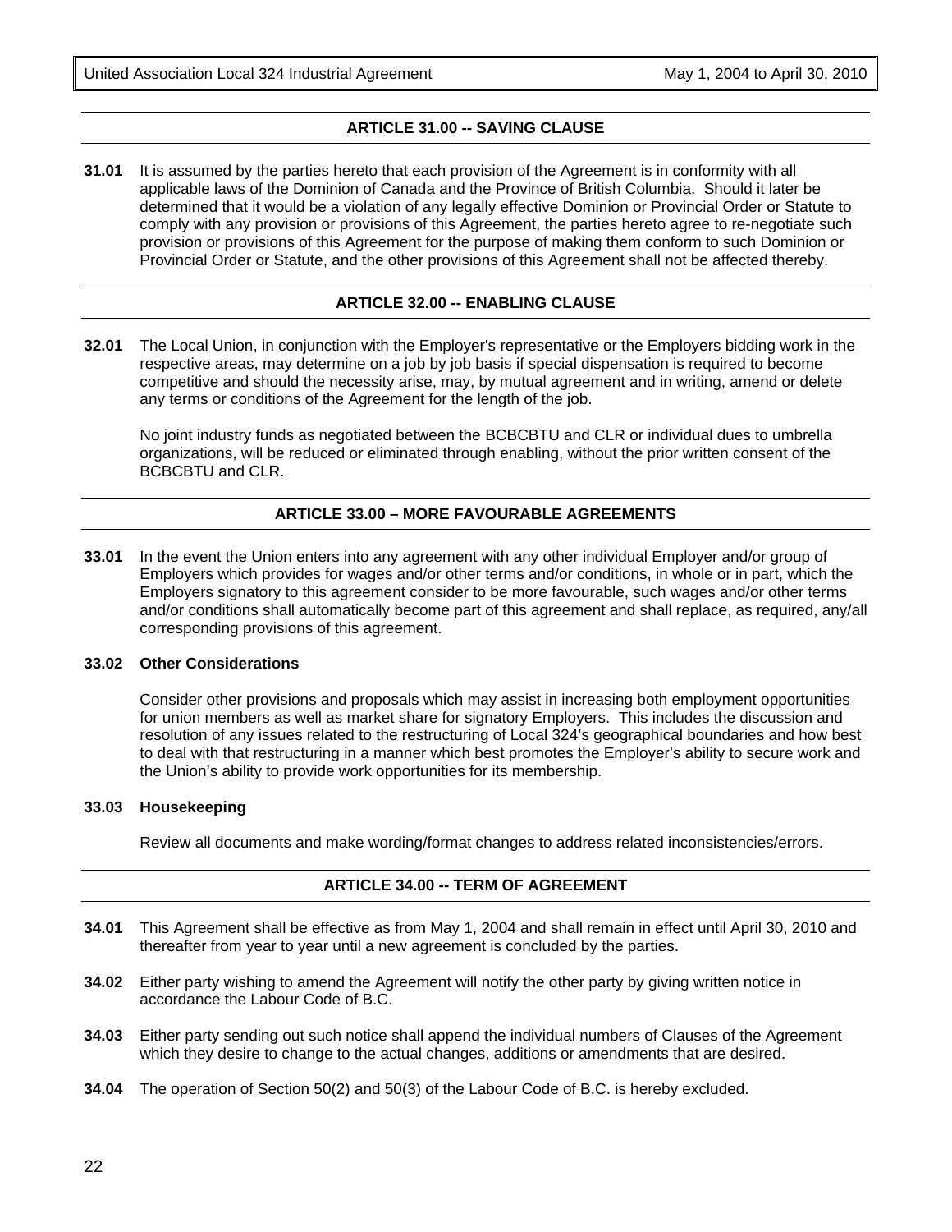## ARTICLE 31.00 -- SAVING CLAUSE

**31.01** It is assumed by the parties hereto that each provision of the Agreement is in conformity with all applicable laws of the Dominion of Canada and the Province of British Columbia. Should it later be determined that it would be a violation of any legally effective Dominion or Provincial Order or Statute to comply with any provision or provisions of this Agreement, the parties hereto agree to re-negotiate such provision or provisions of this Agreement for the purpose of making them conform to such Dominion or Provincial Order or Statute, and the other provisions of this Agreement shall not be affected thereby.

## ARTICLE 32.00 -- ENABLING CLAUSE

**32.01** The Local Union, in conjunction with the Employer's representative or the Employers bidding work in the respective areas, may determine on a job by job basis if special dispensation is required to become competitive and should the necessity arise, may, by mutual agreement and in writing, amend or delete any terms or conditions of the Agreement for the length of the job.

No joint industry funds as negotiated between the BCBCBTU and CLR or individual dues to umbrella organizations, will be reduced or eliminated through enabling, without the prior written consent of the BCBCBTU and CLR.

## ARTICLE 33.00 – MORE FAVOURABLE AGREEMENTS

**33.01** In the event the Union enters into any agreement with any other individual Employer and/or group of Employers which provides for wages and/or other terms and/or conditions, in whole or in part, which the Employers signatory to this agreement consider to be more favourable, such wages and/or other terms and/or conditions shall automatically become part of this agreement and shall replace, as required, any/all corresponding provisions of this agreement.

**33.02 Other Considerations**

Consider other provisions and proposals which may assist in increasing both employment opportunities for union members as well as market share for signatory Employers. This includes the discussion and resolution of any issues related to the restructuring of Local 324's geographical boundaries and how best to deal with that restructuring in a manner which best promotes the Employer's ability to secure work and the Union's ability to provide work opportunities for its membership.

**33.03 Housekeeping**

Review all documents and make wording/format changes to address related inconsistencies/errors.

## ARTICLE 34.00 -- TERM OF AGREEMENT

**34.01** This Agreement shall be effective as from May 1, 2004 and shall remain in effect until April 30, 2010 and thereafter from year to year until a new agreement is concluded by the parties.

**34.02** Either party wishing to amend the Agreement will notify the other party by giving written notice in accordance the Labour Code of B.C.

**34.03** Either party sending out such notice shall append the individual numbers of Clauses of the Agreement which they desire to change to the actual changes, additions or amendments that are desired.

**34.04** The operation of Section 50(2) and 50(3) of the Labour Code of B.C. is hereby excluded.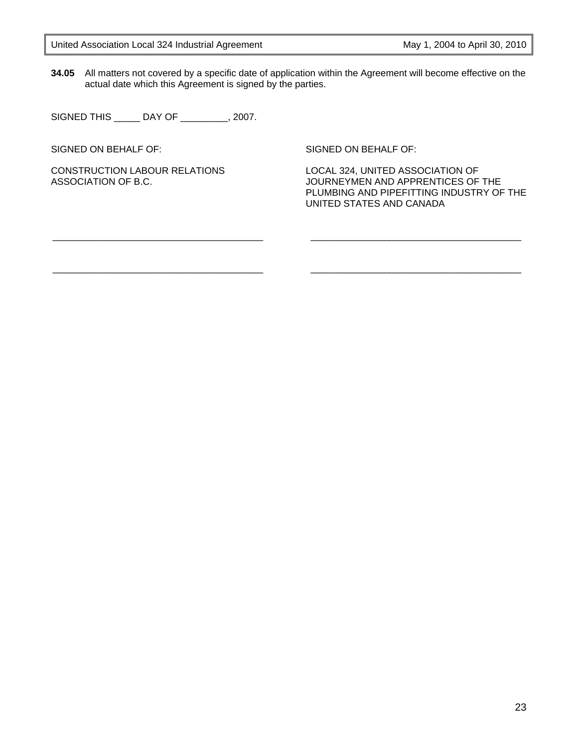**34.05** All matters not covered by a specific date of application within the Agreement will become effective on the actual date which this Agreement is signed by the parties.

SIGNED THIS _____ DAY OF _________, 2007.

SIGNED ON BEHALF OF:

CONSTRUCTION LABOUR RELATIONS ASSOCIATION OF B.C.

_________________________________________

_________________________________________

SIGNED ON BEHALF OF:

LOCAL 324, UNITED ASSOCIATION OF JOURNEYMEN AND APPRENTICES OF THE PLUMBING AND PIPEFITTING INDUSTRY OF THE UNITED STATES AND CANADA

_________________________________________

_________________________________________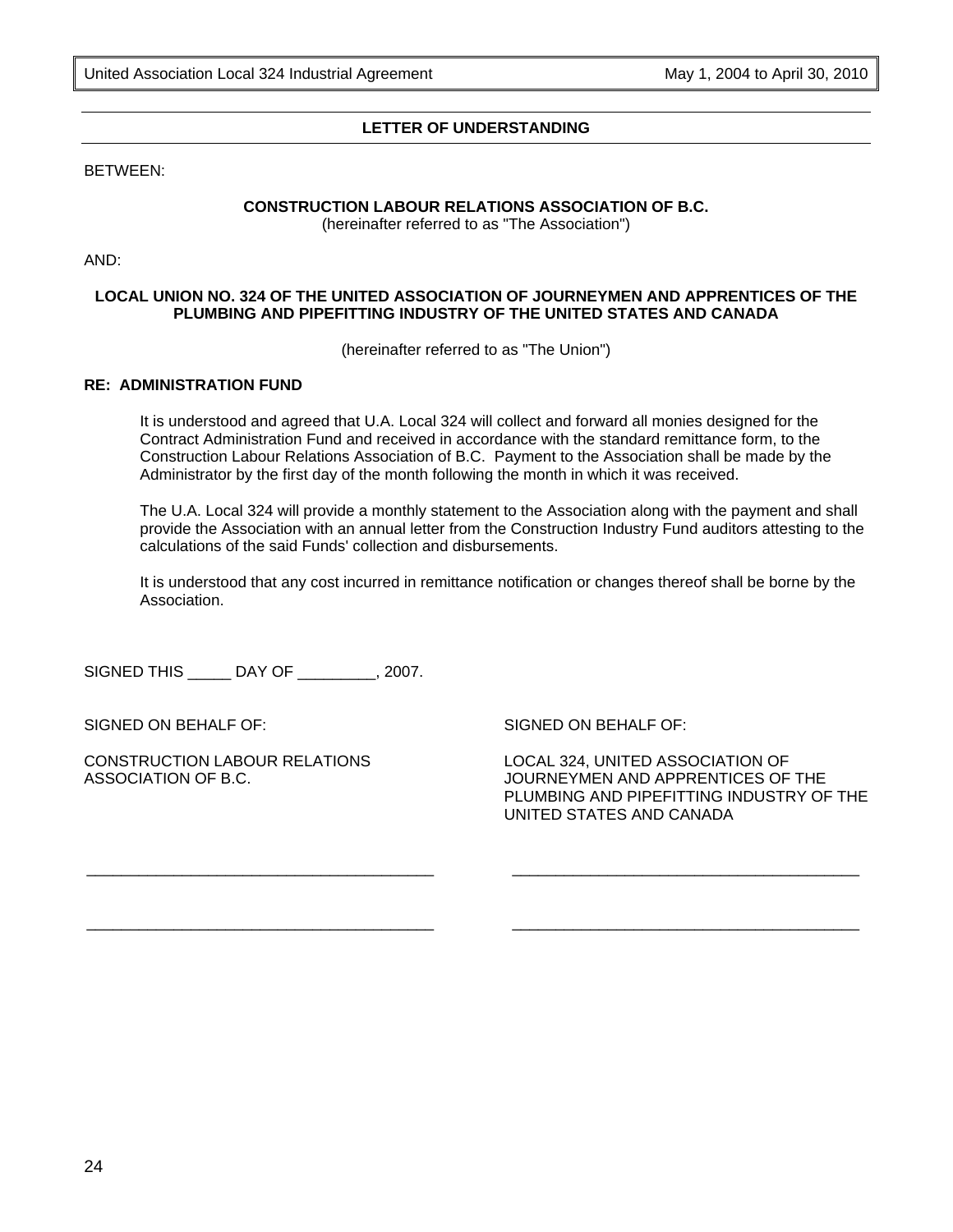## LETTER OF UNDERSTANDING

BETWEEN:

**CONSTRUCTION LABOUR RELATIONS ASSOCIATION OF B.C.**
(hereinafter referred to as "The Association")

AND:

**LOCAL UNION NO. 324 OF THE UNITED ASSOCIATION OF JOURNEYMEN AND APPRENTICES OF THE PLUMBING AND PIPEFITTING INDUSTRY OF THE UNITED STATES AND CANADA**

(hereinafter referred to as "The Union")

**RE: ADMINISTRATION FUND**

It is understood and agreed that U.A. Local 324 will collect and forward all monies designed for the Contract Administration Fund and received in accordance with the standard remittance form, to the Construction Labour Relations Association of B.C. Payment to the Association shall be made by the Administrator by the first day of the month following the month in which it was received.

The U.A. Local 324 will provide a monthly statement to the Association along with the payment and shall provide the Association with an annual letter from the Construction Industry Fund auditors attesting to the calculations of the said Funds' collection and disbursements.

It is understood that any cost incurred in remittance notification or changes thereof shall be borne by the Association.

SIGNED THIS _____ DAY OF _________, 2007.

SIGNED ON BEHALF OF:

CONSTRUCTION LABOUR RELATIONS ASSOCIATION OF B.C.

_________________________________________

_________________________________________

SIGNED ON BEHALF OF:

LOCAL 324, UNITED ASSOCIATION OF JOURNEYMEN AND APPRENTICES OF THE PLUMBING AND PIPEFITTING INDUSTRY OF THE UNITED STATES AND CANADA

_________________________________________

_________________________________________